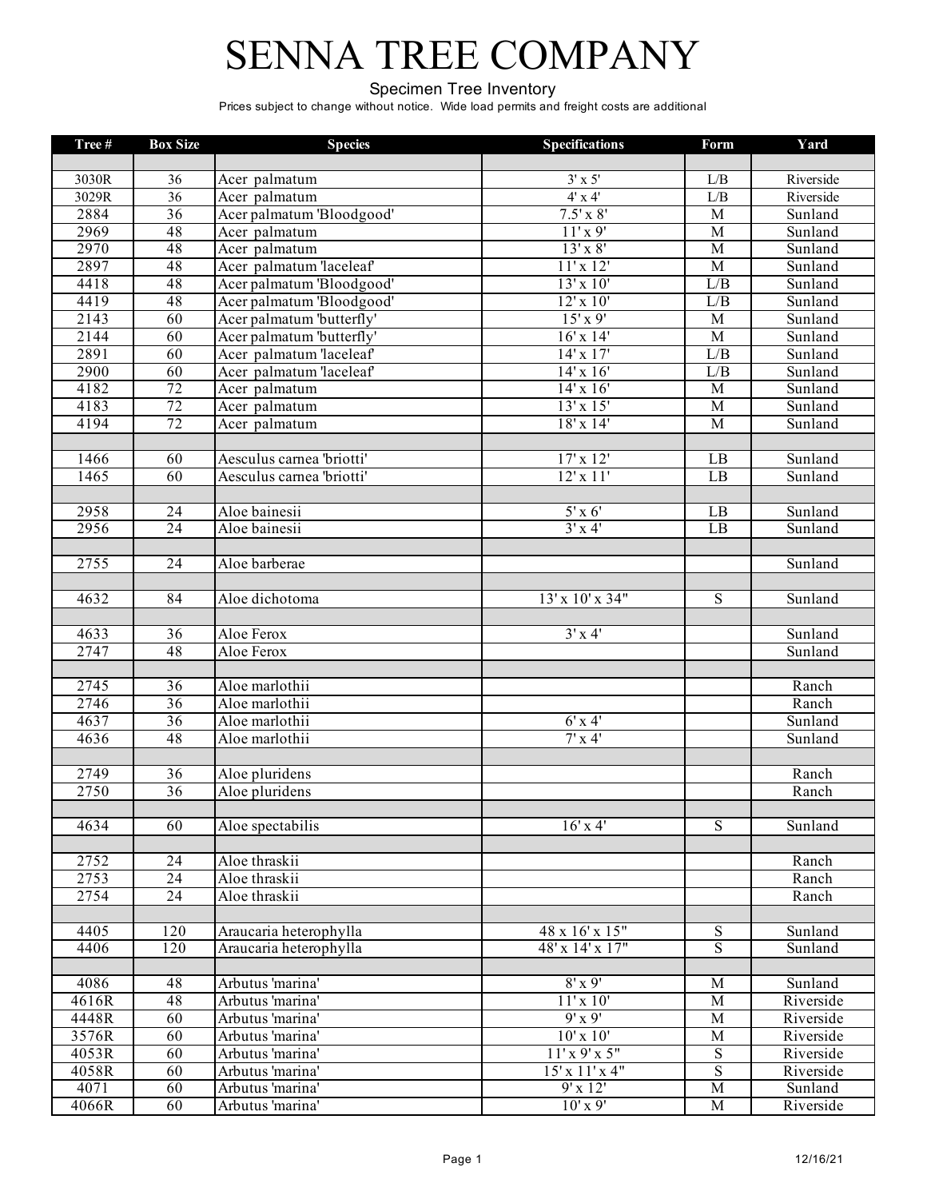# SENNA TREE COMPANY

Specimen Tree Inventory

Prices subject to change without notice. Wide load permits and freight costs are additional

| Tree # | Box Size | Species | Specifications | Form | Yard |
|---|---|---|---|---|---|
| | | | | | |
| 3030R | 36 | Acer palmatum | 3' x 5' | L/B | Riverside |
| 3029R | 36 | Acer palmatum | 4' x 4' | L/B | Riverside |
| 2884 | 36 | Acer palmatum 'Bloodgood' | 7.5' x 8' | M | Sunland |
| 2969 | 48 | Acer palmatum | 11' x 9' | M | Sunland |
| 2970 | 48 | Acer palmatum | 13' x 8' | M | Sunland |
| 2897 | 48 | Acer palmatum 'laceleaf' | 11' x 12' | M | Sunland |
| 4418 | 48 | Acer palmatum 'Bloodgood' | 13' x 10' | L/B | Sunland |
| 4419 | 48 | Acer palmatum 'Bloodgood' | 12' x 10' | L/B | Sunland |
| 2143 | 60 | Acer palmatum 'butterfly' | 15' x 9' | M | Sunland |
| 2144 | 60 | Acer palmatum 'butterfly' | 16' x 14' | M | Sunland |
| 2891 | 60 | Acer palmatum 'laceleaf' | 14' x 17' | L/B | Sunland |
| 2900 | 60 | Acer palmatum 'laceleaf' | 14' x 16' | L/B | Sunland |
| 4182 | 72 | Acer palmatum | 14' x 16' | M | Sunland |
| 4183 | 72 | Acer palmatum | 13' x 15' | M | Sunland |
| 4194 | 72 | Acer palmatum | 18' x 14' | M | Sunland |
| | | | | | |
| 1466 | 60 | Aesculus carnea 'briotti' | 17' x 12' | LB | Sunland |
| 1465 | 60 | Aesculus carnea 'briotti' | 12' x 11' | LB | Sunland |
| | | | | | |
| 2958 | 24 | Aloe bainesii | 5' x 6' | LB | Sunland |
| 2956 | 24 | Aloe bainesii | 3' x 4' | LB | Sunland |
| | | | | | |
| 2755 | 24 | Aloe barberae | | | Sunland |
| | | | | | |
| 4632 | 84 | Aloe dichotoma | 13' x 10' x 34" | S | Sunland |
| | | | | | |
| 4633 | 36 | Aloe Ferox | 3' x 4' | | Sunland |
| 2747 | 48 | Aloe Ferox | | | Sunland |
| | | | | | |
| 2745 | 36 | Aloe marlothii | | | Ranch |
| 2746 | 36 | Aloe marlothii | | | Ranch |
| 4637 | 36 | Aloe marlothii | 6' x 4' | | Sunland |
| 4636 | 48 | Aloe marlothii | 7' x 4' | | Sunland |
| | | | | | |
| 2749 | 36 | Aloe pluridens | | | Ranch |
| 2750 | 36 | Aloe pluridens | | | Ranch |
| | | | | | |
| 4634 | 60 | Aloe spectabilis | 16' x 4' | S | Sunland |
| | | | | | |
| 2752 | 24 | Aloe thraskii | | | Ranch |
| 2753 | 24 | Aloe thraskii | | | Ranch |
| 2754 | 24 | Aloe thraskii | | | Ranch |
| | | | | | |
| 4405 | 120 | Araucaria heterophylla | 48 x 16' x 15" | S | Sunland |
| 4406 | 120 | Araucaria heterophylla | 48' x 14' x 17" | S | Sunland |
| | | | | | |
| 4086 | 48 | Arbutus 'marina' | 8' x 9' | M | Sunland |
| 4616R | 48 | Arbutus 'marina' | 11' x 10' | M | Riverside |
| 4448R | 60 | Arbutus 'marina' | 9' x 9' | M | Riverside |
| 3576R | 60 | Arbutus 'marina' | 10' x 10' | M | Riverside |
| 4053R | 60 | Arbutus 'marina' | 11' x 9' x 5" | S | Riverside |
| 4058R | 60 | Arbutus 'marina' | 15' x 11' x 4" | S | Riverside |
| 4071 | 60 | Arbutus 'marina' | 9' x 12' | M | Sunland |
| 4066R | 60 | Arbutus 'marina' | 10' x 9' | M | Riverside |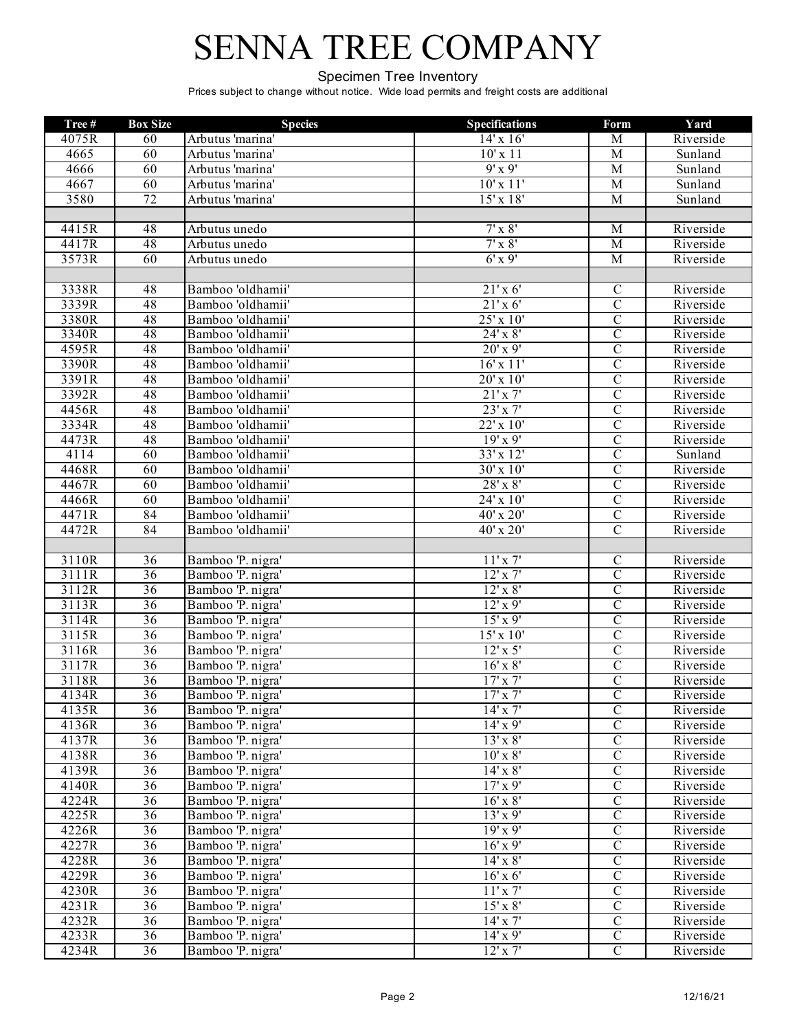# SENNA TREE COMPANY

Specimen Tree Inventory

Prices subject to change without notice. Wide load permits and freight costs are additional

| Tree # | Box Size | Species | Specifications | Form | Yard |
|---|---|---|---|---|---|
| 4075R | 60 | Arbutus 'marina' | 14' x 16' | M | Riverside |
| 4665 | 60 | Arbutus 'marina' | 10' x 11 | M | Sunland |
| 4666 | 60 | Arbutus 'marina' | 9' x 9' | M | Sunland |
| 4667 | 60 | Arbutus 'marina' | 10' x 11' | M | Sunland |
| 3580 | 72 | Arbutus 'marina' | 15' x 18' | M | Sunland |
| | | | | | |
| 4415R | 48 | Arbutus unedo | 7' x 8' | M | Riverside |
| 4417R | 48 | Arbutus unedo | 7' x 8' | M | Riverside |
| 3573R | 60 | Arbutus unedo | 6' x 9' | M | Riverside |
| | | | | | |
| 3338R | 48 | Bamboo 'oldhamii' | 21' x 6' | C | Riverside |
| 3339R | 48 | Bamboo 'oldhamii' | 21' x 6' | C | Riverside |
| 3380R | 48 | Bamboo 'oldhamii' | 25' x 10' | C | Riverside |
| 3340R | 48 | Bamboo 'oldhamii' | 24' x 8' | C | Riverside |
| 4595R | 48 | Bamboo 'oldhamii' | 20' x 9' | C | Riverside |
| 3390R | 48 | Bamboo 'oldhamii' | 16' x 11' | C | Riverside |
| 3391R | 48 | Bamboo 'oldhamii' | 20' x 10' | C | Riverside |
| 3392R | 48 | Bamboo 'oldhamii' | 21' x 7' | C | Riverside |
| 4456R | 48 | Bamboo 'oldhamii' | 23' x 7' | C | Riverside |
| 3334R | 48 | Bamboo 'oldhamii' | 22' x 10' | C | Riverside |
| 4473R | 48 | Bamboo 'oldhamii' | 19' x 9' | C | Riverside |
| 4114 | 60 | Bamboo 'oldhamii' | 33' x 12' | C | Sunland |
| 4468R | 60 | Bamboo 'oldhamii' | 30' x 10' | C | Riverside |
| 4467R | 60 | Bamboo 'oldhamii' | 28' x 8' | C | Riverside |
| 4466R | 60 | Bamboo 'oldhamii' | 24' x 10' | C | Riverside |
| 4471R | 84 | Bamboo 'oldhamii' | 40' x 20' | C | Riverside |
| 4472R | 84 | Bamboo 'oldhamii' | 40' x 20' | C | Riverside |
| | | | | | |
| 3110R | 36 | Bamboo 'P. nigra' | 11' x 7' | C | Riverside |
| 3111R | 36 | Bamboo 'P. nigra' | 12' x 7' | C | Riverside |
| 3112R | 36 | Bamboo 'P. nigra' | 12' x 8' | C | Riverside |
| 3113R | 36 | Bamboo 'P. nigra' | 12' x 9' | C | Riverside |
| 3114R | 36 | Bamboo 'P. nigra' | 15' x 9' | C | Riverside |
| 3115R | 36 | Bamboo 'P. nigra' | 15' x 10' | C | Riverside |
| 3116R | 36 | Bamboo 'P. nigra' | 12' x 5' | C | Riverside |
| 3117R | 36 | Bamboo 'P. nigra' | 16' x 8' | C | Riverside |
| 3118R | 36 | Bamboo 'P. nigra' | 17' x 7' | C | Riverside |
| 4134R | 36 | Bamboo 'P. nigra' | 17' x 7' | C | Riverside |
| 4135R | 36 | Bamboo 'P. nigra' | 14' x 7' | C | Riverside |
| 4136R | 36 | Bamboo 'P. nigra' | 14' x 9' | C | Riverside |
| 4137R | 36 | Bamboo 'P. nigra' | 13' x 8' | C | Riverside |
| 4138R | 36 | Bamboo 'P. nigra' | 10' x 8' | C | Riverside |
| 4139R | 36 | Bamboo 'P. nigra' | 14' x 8' | C | Riverside |
| 4140R | 36 | Bamboo 'P. nigra' | 17' x 9' | C | Riverside |
| 4224R | 36 | Bamboo 'P. nigra' | 16' x 8' | C | Riverside |
| 4225R | 36 | Bamboo 'P. nigra' | 13' x 9' | C | Riverside |
| 4226R | 36 | Bamboo 'P. nigra' | 19' x 9' | C | Riverside |
| 4227R | 36 | Bamboo 'P. nigra' | 16' x 9' | C | Riverside |
| 4228R | 36 | Bamboo 'P. nigra' | 14' x 8' | C | Riverside |
| 4229R | 36 | Bamboo 'P. nigra' | 16' x 6' | C | Riverside |
| 4230R | 36 | Bamboo 'P. nigra' | 11' x 7' | C | Riverside |
| 4231R | 36 | Bamboo 'P. nigra' | 15' x 8' | C | Riverside |
| 4232R | 36 | Bamboo 'P. nigra' | 14' x 7' | C | Riverside |
| 4233R | 36 | Bamboo 'P. nigra' | 14' x 9' | C | Riverside |
| 4234R | 36 | Bamboo 'P. nigra' | 12' x 7' | C | Riverside |

12/16/21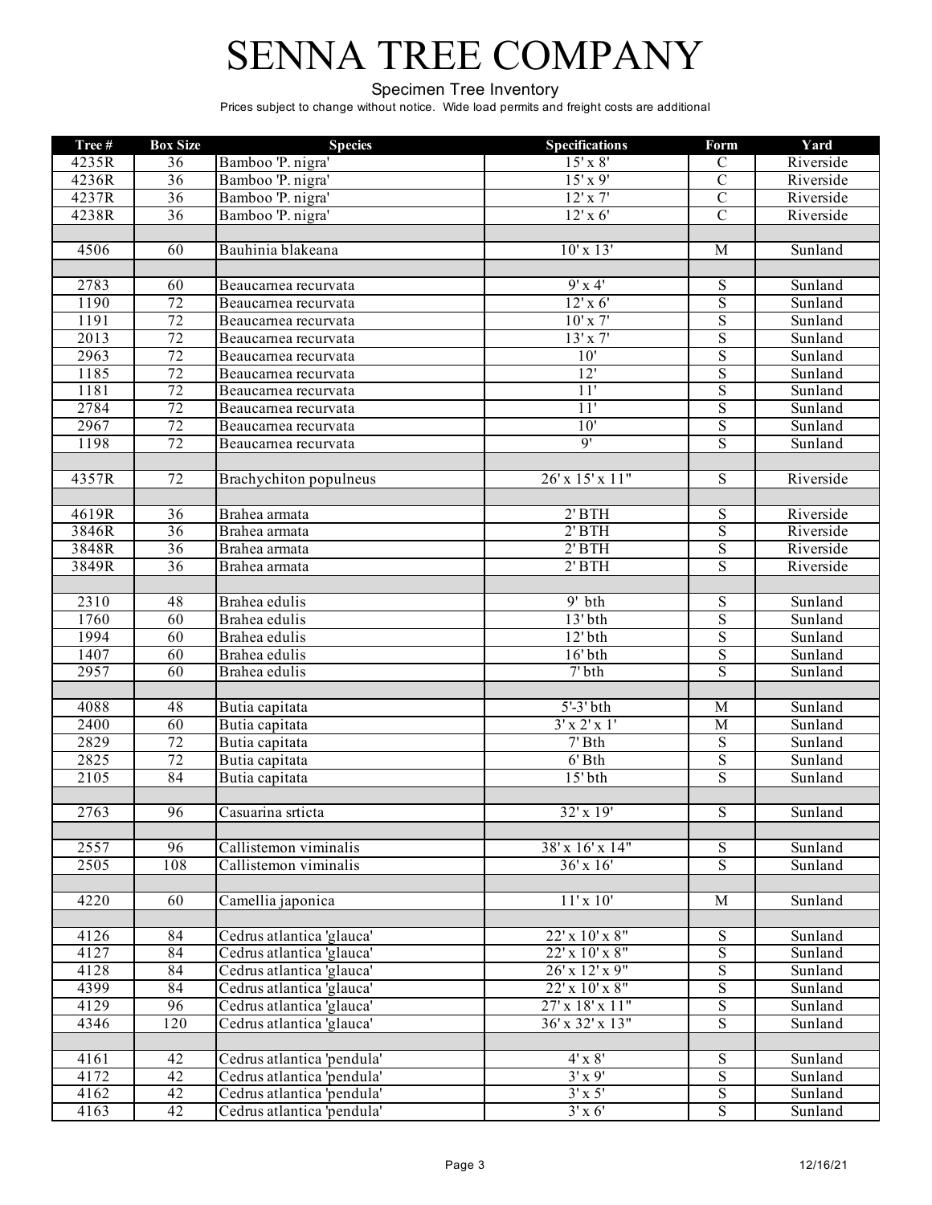# SENNA TREE COMPANY

Specimen Tree Inventory

Prices subject to change without notice. Wide load permits and freight costs are additional

| Tree # | Box Size | Species | Specifications | Form | Yard |
|---|---|---|---|---|---|
| 4235R | 36 | Bamboo 'P. nigra' | 15' x 8' | C | Riverside |
| 4236R | 36 | Bamboo 'P. nigra' | 15' x 9' | C | Riverside |
| 4237R | 36 | Bamboo 'P. nigra' | 12' x 7' | C | Riverside |
| 4238R | 36 | Bamboo 'P. nigra' | 12' x 6' | C | Riverside |
| | | | | | |
| 4506 | 60 | Bauhinia blakeana | 10' x 13' | M | Sunland |
| | | | | | |
| 2783 | 60 | Beaucarnea recurvata | 9' x 4' | S | Sunland |
| 1190 | 72 | Beaucarnea recurvata | 12' x 6' | S | Sunland |
| 1191 | 72 | Beaucarnea recurvata | 10' x 7' | S | Sunland |
| 2013 | 72 | Beaucarnea recurvata | 13' x 7' | S | Sunland |
| 2963 | 72 | Beaucarnea recurvata | 10' | S | Sunland |
| 1185 | 72 | Beaucarnea recurvata | 12' | S | Sunland |
| 1181 | 72 | Beaucarnea recurvata | 11' | S | Sunland |
| 2784 | 72 | Beaucarnea recurvata | 11' | S | Sunland |
| 2967 | 72 | Beaucarnea recurvata | 10' | S | Sunland |
| 1198 | 72 | Beaucarnea recurvata | 9' | S | Sunland |
| | | | | | |
| 4357R | 72 | Brachychiton populneus | 26' x 15' x 11" | S | Riverside |
| | | | | | |
| 4619R | 36 | Brahea armata | 2' BTH | S | Riverside |
| 3846R | 36 | Brahea armata | 2' BTH | S | Riverside |
| 3848R | 36 | Brahea armata | 2' BTH | S | Riverside |
| 3849R | 36 | Brahea armata | 2' BTH | S | Riverside |
| | | | | | |
| 2310 | 48 | Brahea edulis | 9' bth | S | Sunland |
| 1760 | 60 | Brahea edulis | 13' bth | S | Sunland |
| 1994 | 60 | Brahea edulis | 12' bth | S | Sunland |
| 1407 | 60 | Brahea edulis | 16' bth | S | Sunland |
| 2957 | 60 | Brahea edulis | 7' bth | S | Sunland |
| | | | | | |
| 4088 | 48 | Butia capitata | 5'-3' bth | M | Sunland |
| 2400 | 60 | Butia capitata | 3' x 2' x 1' | M | Sunland |
| 2829 | 72 | Butia capitata | 7' Bth | S | Sunland |
| 2825 | 72 | Butia capitata | 6' Bth | S | Sunland |
| 2105 | 84 | Butia capitata | 15' bth | S | Sunland |
| | | | | | |
| 2763 | 96 | Casuarina srticta | 32' x 19' | S | Sunland |
| | | | | | |
| 2557 | 96 | Callistemon viminalis | 38' x 16' x 14" | S | Sunland |
| 2505 | 108 | Callistemon viminalis | 36' x 16' | S | Sunland |
| | | | | | |
| 4220 | 60 | Camellia japonica | 11' x 10' | M | Sunland |
| | | | | | |
| 4126 | 84 | Cedrus atlantica 'glauca' | 22' x 10' x 8" | S | Sunland |
| 4127 | 84 | Cedrus atlantica 'glauca' | 22' x 10' x 8" | S | Sunland |
| 4128 | 84 | Cedrus atlantica 'glauca' | 26' x 12' x 9" | S | Sunland |
| 4399 | 84 | Cedrus atlantica 'glauca' | 22' x 10' x 8" | S | Sunland |
| 4129 | 96 | Cedrus atlantica 'glauca' | 27' x 18' x 11" | S | Sunland |
| 4346 | 120 | Cedrus atlantica 'glauca' | 36' x 32' x 13" | S | Sunland |
| | | | | | |
| 4161 | 42 | Cedrus atlantica 'pendula' | 4' x 8' | S | Sunland |
| 4172 | 42 | Cedrus atlantica 'pendula' | 3' x 9' | S | Sunland |
| 4162 | 42 | Cedrus atlantica 'pendula' | 3' x 5' | S | Sunland |
| 4163 | 42 | Cedrus atlantica 'pendula' | 3' x 6' | S | Sunland |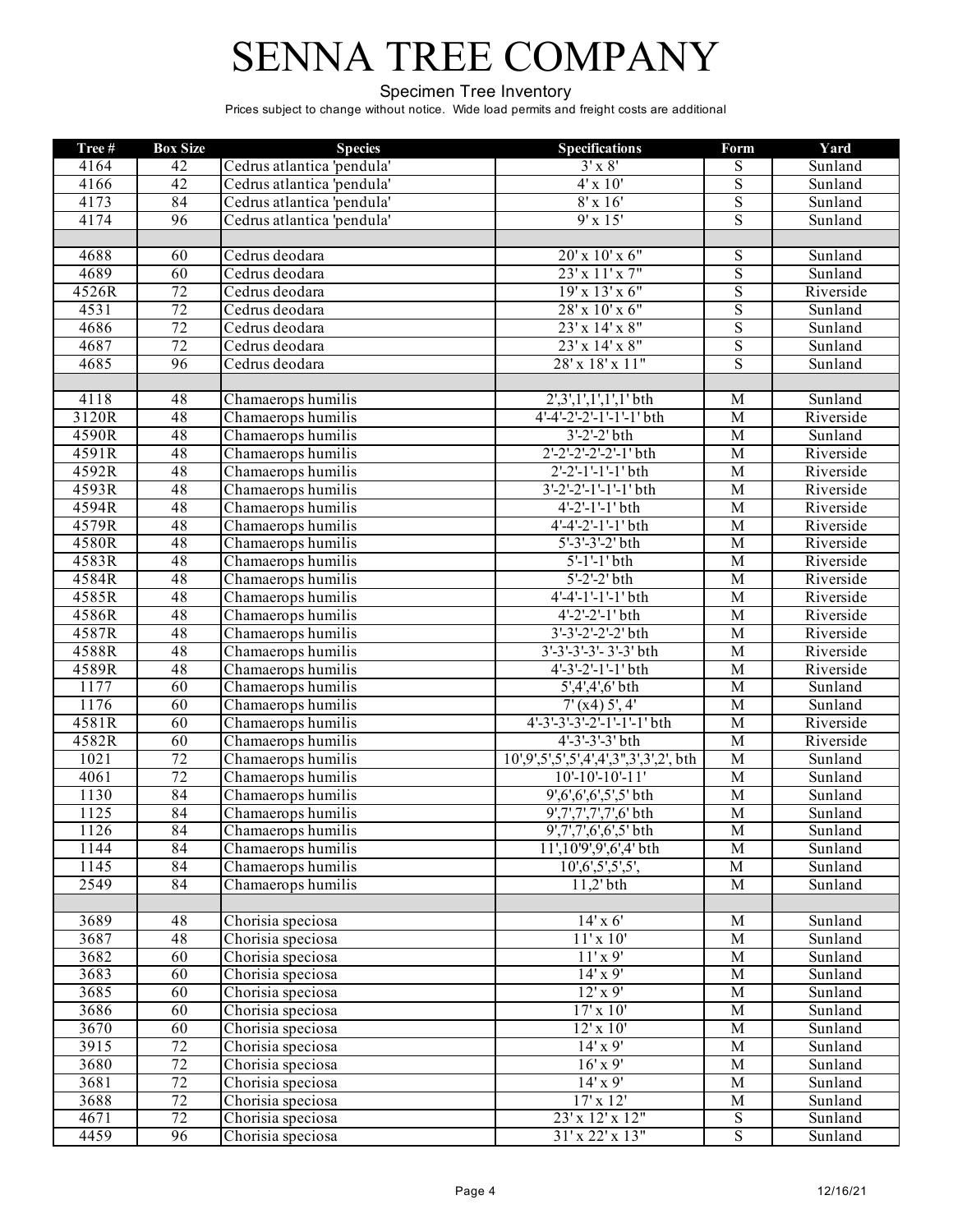# SENNA TREE COMPANY

Specimen Tree Inventory

Prices subject to change without notice. Wide load permits and freight costs are additional

| Tree # | Box Size | Species | Specifications | Form | Yard |
|---|---|---|---|---|---|
| 4164 | 42 | Cedrus atlantica 'pendula' | 3' x 8' | S | Sunland |
| 4166 | 42 | Cedrus atlantica 'pendula' | 4' x 10' | S | Sunland |
| 4173 | 84 | Cedrus atlantica 'pendula' | 8' x 16' | S | Sunland |
| 4174 | 96 | Cedrus atlantica 'pendula' | 9' x 15' | S | Sunland |
| | | | | | |
| 4688 | 60 | Cedrus deodara | 20' x 10' x 6" | S | Sunland |
| 4689 | 60 | Cedrus deodara | 23' x 11' x 7" | S | Sunland |
| 4526R | 72 | Cedrus deodara | 19' x 13' x 6" | S | Riverside |
| 4531 | 72 | Cedrus deodara | 28' x 10' x 6" | S | Sunland |
| 4686 | 72 | Cedrus deodara | 23' x 14' x 8" | S | Sunland |
| 4687 | 72 | Cedrus deodara | 23' x 14' x 8" | S | Sunland |
| 4685 | 96 | Cedrus deodara | 28' x 18' x 11" | S | Sunland |
| | | | | | |
| 4118 | 48 | Chamaerops humilis | 2',3',1',1',1',1' bth | M | Sunland |
| 3120R | 48 | Chamaerops humilis | 4'-4'-2'-2'-1'-1'-1' bth | M | Riverside |
| 4590R | 48 | Chamaerops humilis | 3'-2'-2' bth | M | Sunland |
| 4591R | 48 | Chamaerops humilis | 2'-2'-2'-2'-2'-1' bth | M | Riverside |
| 4592R | 48 | Chamaerops humilis | 2'-2'-1'-1'-1' bth | M | Riverside |
| 4593R | 48 | Chamaerops humilis | 3'-2'-2'-1'-1'-1' bth | M | Riverside |
| 4594R | 48 | Chamaerops humilis | 4'-2'-1'-1'-1' bth | M | Riverside |
| 4579R | 48 | Chamaerops humilis | 4'-4'-2'-1'-1' bth | M | Riverside |
| 4580R | 48 | Chamaerops humilis | 5'-3'-3'-2' bth | M | Riverside |
| 4583R | 48 | Chamaerops humilis | 5'-1'-1' bth | M | Riverside |
| 4584R | 48 | Chamaerops humilis | 5'-2'-2' bth | M | Riverside |
| 4585R | 48 | Chamaerops humilis | 4'-4'-1'-1'-1' bth | M | Riverside |
| 4586R | 48 | Chamaerops humilis | 4'-2'-2'-1' bth | M | Riverside |
| 4587R | 48 | Chamaerops humilis | 3'-3'-2'-2'-2' bth | M | Riverside |
| 4588R | 48 | Chamaerops humilis | 3'-3'-3'-3'- 3'-3' bth | M | Riverside |
| 4589R | 48 | Chamaerops humilis | 4'-3'-2'-1'-1' bth | M | Riverside |
| 1177 | 60 | Chamaerops humilis | 5',4',4',6' bth | M | Sunland |
| 1176 | 60 | Chamaerops humilis | 7' (x4) 5', 4' | M | Sunland |
| 4581R | 60 | Chamaerops humilis | 4'-3'-3'-3'-2'-1'-1'-1' bth | M | Riverside |
| 4582R | 60 | Chamaerops humilis | 4'-3'-3'-3' bth | M | Riverside |
| 1021 | 72 | Chamaerops humilis | 10',9',5',5',5',4',4',3",3',3',2', bth | M | Sunland |
| 4061 | 72 | Chamaerops humilis | 10'-10'-10'-11' | M | Sunland |
| 1130 | 84 | Chamaerops humilis | 9',6',6',6',5',5' bth | M | Sunland |
| 1125 | 84 | Chamaerops humilis | 9',7',7',7',7',6' bth | M | Sunland |
| 1126 | 84 | Chamaerops humilis | 9',7',7',6',6',5' bth | M | Sunland |
| 1144 | 84 | Chamaerops humilis | 11',10'9',9',6',4' bth | M | Sunland |
| 1145 | 84 | Chamaerops humilis | 10',6',5',5',5', | M | Sunland |
| 2549 | 84 | Chamaerops humilis | 11,2' bth | M | Sunland |
| | | | | | |
| 3689 | 48 | Chorisia speciosa | 14' x 6' | M | Sunland |
| 3687 | 48 | Chorisia speciosa | 11' x 10' | M | Sunland |
| 3682 | 60 | Chorisia speciosa | 11' x 9' | M | Sunland |
| 3683 | 60 | Chorisia speciosa | 14' x 9' | M | Sunland |
| 3685 | 60 | Chorisia speciosa | 12' x 9' | M | Sunland |
| 3686 | 60 | Chorisia speciosa | 17' x 10' | M | Sunland |
| 3670 | 60 | Chorisia speciosa | 12' x 10' | M | Sunland |
| 3915 | 72 | Chorisia speciosa | 14' x 9' | M | Sunland |
| 3680 | 72 | Chorisia speciosa | 16' x 9' | M | Sunland |
| 3681 | 72 | Chorisia speciosa | 14' x 9' | M | Sunland |
| 3688 | 72 | Chorisia speciosa | 17' x 12' | M | Sunland |
| 4671 | 72 | Chorisia speciosa | 23' x 12' x 12" | S | Sunland |
| 4459 | 96 | Chorisia speciosa | 31' x 22' x 13" | S | Sunland |

12/16/21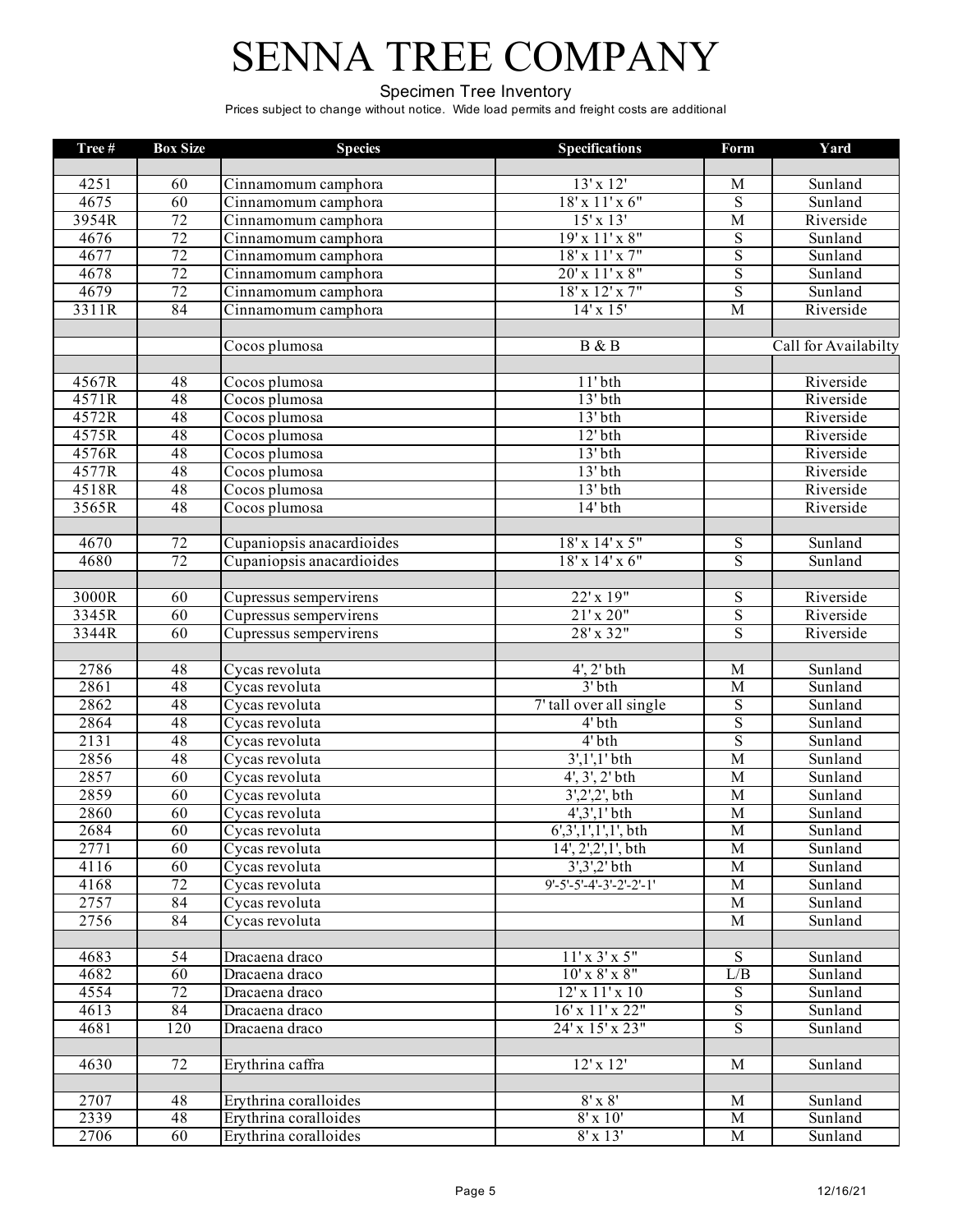# SENNA TREE COMPANY

Specimen Tree Inventory

Prices subject to change without notice. Wide load permits and freight costs are additional

| Tree # | Box Size | Species | Specifications | Form | Yard |
|---|---|---|---|---|---|
| | | | | | |
| 4251 | 60 | Cinnamomum camphora | 13' x 12' | M | Sunland |
| 4675 | 60 | Cinnamomum camphora | 18' x 11' x 6" | S | Sunland |
| 3954R | 72 | Cinnamomum camphora | 15' x 13' | M | Riverside |
| 4676 | 72 | Cinnamomum camphora | 19' x 11' x 8" | S | Sunland |
| 4677 | 72 | Cinnamomum camphora | 18' x 11' x 7" | S | Sunland |
| 4678 | 72 | Cinnamomum camphora | 20' x 11' x 8" | S | Sunland |
| 4679 | 72 | Cinnamomum camphora | 18' x 12' x 7" | S | Sunland |
| 3311R | 84 | Cinnamomum camphora | 14' x 15' | M | Riverside |
| | | | | | |
| | | Cocos plumosa | B & B | | Call for Availabilty |
| | | | | | |
| 4567R | 48 | Cocos plumosa | 11' bth | | Riverside |
| 4571R | 48 | Cocos plumosa | 13' bth | | Riverside |
| 4572R | 48 | Cocos plumosa | 13' bth | | Riverside |
| 4575R | 48 | Cocos plumosa | 12' bth | | Riverside |
| 4576R | 48 | Cocos plumosa | 13' bth | | Riverside |
| 4577R | 48 | Cocos plumosa | 13' bth | | Riverside |
| 4518R | 48 | Cocos plumosa | 13' bth | | Riverside |
| 3565R | 48 | Cocos plumosa | 14' bth | | Riverside |
| | | | | | |
| 4670 | 72 | Cupaniopsis anacardioides | 18' x 14' x 5" | S | Sunland |
| 4680 | 72 | Cupaniopsis anacardioides | 18' x 14' x 6" | S | Sunland |
| | | | | | |
| 3000R | 60 | Cupressus sempervirens | 22' x 19" | S | Riverside |
| 3345R | 60 | Cupressus sempervirens | 21' x 20" | S | Riverside |
| 3344R | 60 | Cupressus sempervirens | 28' x 32" | S | Riverside |
| | | | | | |
| 2786 | 48 | Cycas revoluta | 4', 2' bth | M | Sunland |
| 2861 | 48 | Cycas revoluta | 3' bth | M | Sunland |
| 2862 | 48 | Cycas revoluta | 7' tall over all single | S | Sunland |
| 2864 | 48 | Cycas revoluta | 4' bth | S | Sunland |
| 2131 | 48 | Cycas revoluta | 4' bth | S | Sunland |
| 2856 | 48 | Cycas revoluta | 3',1',1' bth | M | Sunland |
| 2857 | 60 | Cycas revoluta | 4', 3', 2' bth | M | Sunland |
| 2859 | 60 | Cycas revoluta | 3',2',2', bth | M | Sunland |
| 2860 | 60 | Cycas revoluta | 4',3',1' bth | M | Sunland |
| 2684 | 60 | Cycas revoluta | 6',3',1',1',1', bth | M | Sunland |
| 2771 | 60 | Cycas revoluta | 14', 2',2',1', bth | M | Sunland |
| 4116 | 60 | Cycas revoluta | 3',3',2' bth | M | Sunland |
| 4168 | 72 | Cycas revoluta | 9'-5'-5'-4'-3'-2'-2'-1' | M | Sunland |
| 2757 | 84 | Cycas revoluta | | M | Sunland |
| 2756 | 84 | Cycas revoluta | | M | Sunland |
| | | | | | |
| 4683 | 54 | Dracaena draco | 11' x 3' x 5" | S | Sunland |
| 4682 | 60 | Dracaena draco | 10' x 8' x 8" | L/B | Sunland |
| 4554 | 72 | Dracaena draco | 12' x 11' x 10 | S | Sunland |
| 4613 | 84 | Dracaena draco | 16' x 11' x 22" | S | Sunland |
| 4681 | 120 | Dracaena draco | 24' x 15' x 23" | S | Sunland |
| | | | | | |
| 4630 | 72 | Erythrina caffra | 12' x 12' | M | Sunland |
| | | | | | |
| 2707 | 48 | Erythrina coralloides | 8' x 8' | M | Sunland |
| 2339 | 48 | Erythrina coralloides | 8' x 10' | M | Sunland |
| 2706 | 60 | Erythrina coralloides | 8' x 13' | M | Sunland |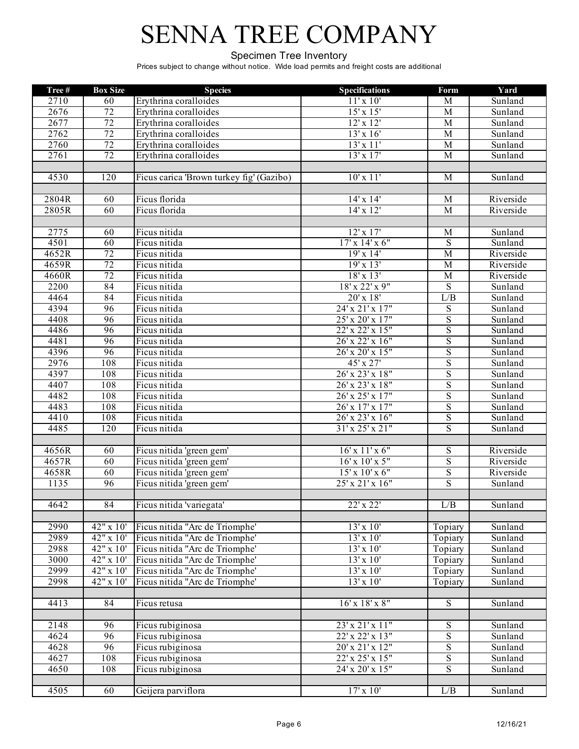# SENNA TREE COMPANY

Specimen Tree Inventory

Prices subject to change without notice. Wide load permits and freight costs are additional

| Tree # | Box Size | Species | Specifications | Form | Yard |
|---|---|---|---|---|---|
| 2710 | 60 | Erythrina coralloides | 11' x 10' | M | Sunland |
| 2676 | 72 | Erythrina coralloides | 15' x 15' | M | Sunland |
| 2677 | 72 | Erythrina coralloides | 12' x 12' | M | Sunland |
| 2762 | 72 | Erythrina coralloides | 13' x 16' | M | Sunland |
| 2760 | 72 | Erythrina coralloides | 13' x 11' | M | Sunland |
| 2761 | 72 | Erythrina coralloides | 13' x 17' | M | Sunland |
| | | | | | |
| 4530 | 120 | Ficus carica 'Brown turkey fig' (Gazibo) | 10' x 11' | M | Sunland |
| | | | | | |
| 2804R | 60 | Ficus florida | 14' x 14' | M | Riverside |
| 2805R | 60 | Ficus florida | 14' x 12' | M | Riverside |
| | | | | | |
| 2775 | 60 | Ficus nitida | 12' x 17' | M | Sunland |
| 4501 | 60 | Ficus nitida | 17' x 14' x 6" | S | Sunland |
| 4652R | 72 | Ficus nitida | 19' x 14' | M | Riverside |
| 4659R | 72 | Ficus nitida | 19' x 13' | M | Riverside |
| 4660R | 72 | Ficus nitida | 18' x 13' | M | Riverside |
| 2200 | 84 | Ficus nitida | 18' x 22' x 9" | S | Sunland |
| 4464 | 84 | Ficus nitida | 20' x 18' | L/B | Sunland |
| 4394 | 96 | Ficus nitida | 24' x 21' x 17" | S | Sunland |
| 4408 | 96 | Ficus nitida | 25' x 20' x 17" | S | Sunland |
| 4486 | 96 | Ficus nitida | 22' x 22' x 15" | S | Sunland |
| 4481 | 96 | Ficus nitida | 26' x 22' x 16" | S | Sunland |
| 4396 | 96 | Ficus nitida | 26' x 20' x 15" | S | Sunland |
| 2976 | 108 | Ficus nitida | 45' x 27' | S | Sunland |
| 4397 | 108 | Ficus nitida | 26' x 23' x 18" | S | Sunland |
| 4407 | 108 | Ficus nitida | 26' x 23' x 18" | S | Sunland |
| 4482 | 108 | Ficus nitida | 26' x 25' x 17" | S | Sunland |
| 4483 | 108 | Ficus nitida | 26' x 17' x 17" | S | Sunland |
| 4410 | 108 | Ficus nitida | 26' x 23' x 16" | S | Sunland |
| 4485 | 120 | Ficus nitida | 31' x 25' x 21" | S | Sunland |
| | | | | | |
| 4656R | 60 | Ficus nitida 'green gem' | 16' x 11' x 6" | S | Riverside |
| 4657R | 60 | Ficus nitida 'green gem' | 16' x 10' x 5" | S | Riverside |
| 4658R | 60 | Ficus nitida 'green gem' | 15' x 10' x 6" | S | Riverside |
| 1135 | 96 | Ficus nitida 'green gem' | 25' x 21' x 16" | S | Sunland |
| | | | | | |
| 4642 | 84 | Ficus nitida 'variegata' | 22' x 22' | L/B | Sunland |
| | | | | | |
| 2990 | 42" x 10' | Ficus nitida "Arc de Triomphe' | 13' x 10' | Topiary | Sunland |
| 2989 | 42" x 10' | Ficus nitida "Arc de Triomphe' | 13' x 10' | Topiary | Sunland |
| 2988 | 42" x 10' | Ficus nitida "Arc de Triomphe' | 13' x 10' | Topiary | Sunland |
| 3000 | 42" x 10' | Ficus nitida "Arc de Triomphe' | 13' x 10' | Topiary | Sunland |
| 2999 | 42" x 10' | Ficus nitida "Arc de Triomphe' | 13' x 10' | Topiary | Sunland |
| 2998 | 42" x 10' | Ficus nitida "Arc de Triomphe' | 13' x 10' | Topiary | Sunland |
| | | | | | |
| 4413 | 84 | Ficus retusa | 16' x 18' x 8" | S | Sunland |
| | | | | | |
| 2148 | 96 | Ficus rubiginosa | 23' x 21' x 11" | S | Sunland |
| 4624 | 96 | Ficus rubiginosa | 22' x 22' x 13" | S | Sunland |
| 4628 | 96 | Ficus rubiginosa | 20' x 21' x 12" | S | Sunland |
| 4627 | 108 | Ficus rubiginosa | 22' x 25' x 15" | S | Sunland |
| 4650 | 108 | Ficus rubiginosa | 24' x 20' x 15" | S | Sunland |
| | | | | | |
| 4505 | 60 | Geijera parviflora | 17' x 10' | L/B | Sunland |

12/16/21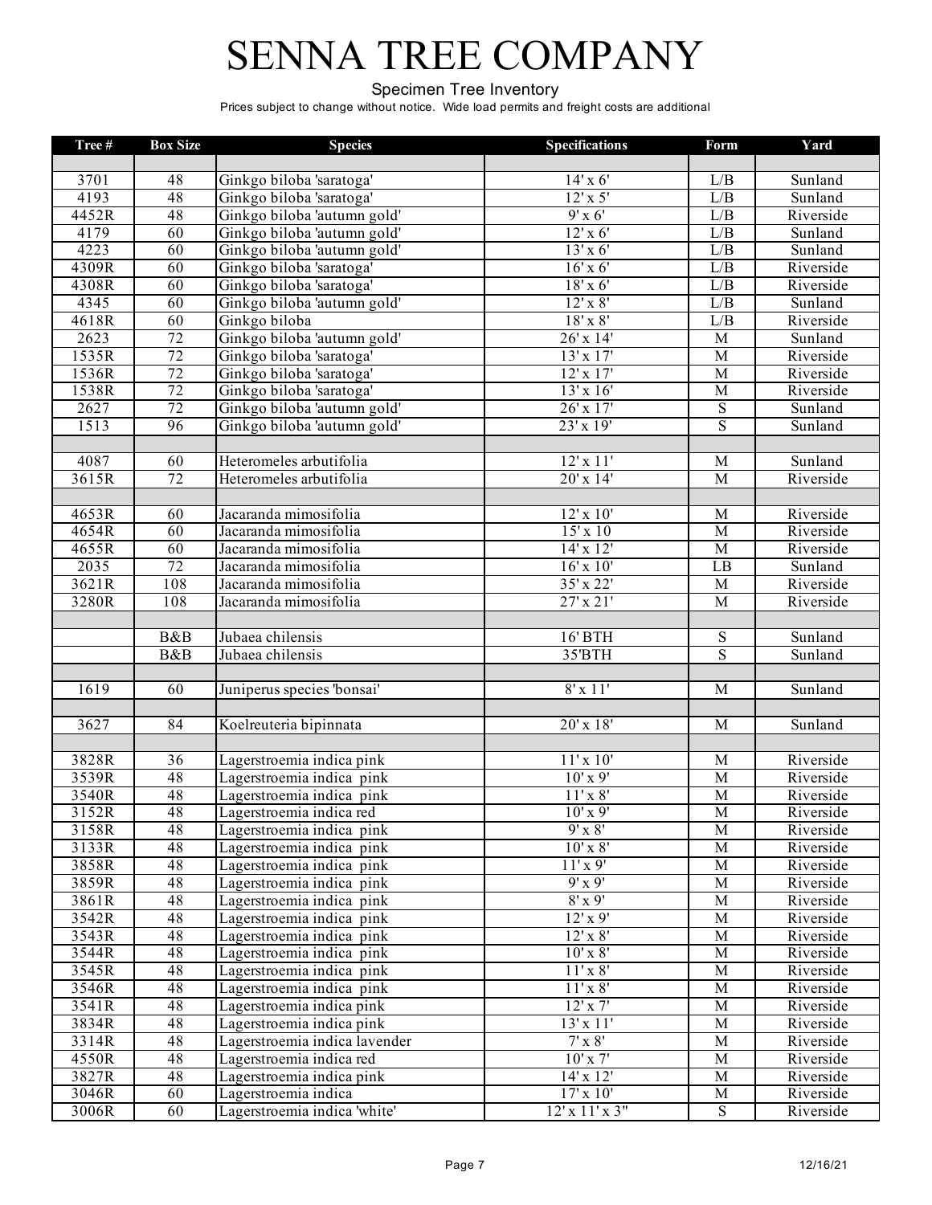# SENNA TREE COMPANY

Specimen Tree Inventory

Prices subject to change without notice. Wide load permits and freight costs are additional

| Tree # | Box Size | Species | Specifications | Form | Yard |
|---|---|---|---|---|---|
| | | | | | |
| 3701 | 48 | Ginkgo biloba 'saratoga' | 14' x 6' | L/B | Sunland |
| 4193 | 48 | Ginkgo biloba 'saratoga' | 12' x 5' | L/B | Sunland |
| 4452R | 48 | Ginkgo biloba 'autumn gold' | 9' x 6' | L/B | Riverside |
| 4179 | 60 | Ginkgo biloba 'autumn gold' | 12' x 6' | L/B | Sunland |
| 4223 | 60 | Ginkgo biloba 'autumn gold' | 13' x 6' | L/B | Sunland |
| 4309R | 60 | Ginkgo biloba 'saratoga' | 16' x 6' | L/B | Riverside |
| 4308R | 60 | Ginkgo biloba 'saratoga' | 18' x 6' | L/B | Riverside |
| 4345 | 60 | Ginkgo biloba 'autumn gold' | 12' x 8' | L/B | Sunland |
| 4618R | 60 | Ginkgo biloba | 18' x 8' | L/B | Riverside |
| 2623 | 72 | Ginkgo biloba 'autumn gold' | 26' x 14' | M | Sunland |
| 1535R | 72 | Ginkgo biloba 'saratoga' | 13' x 17' | M | Riverside |
| 1536R | 72 | Ginkgo biloba 'saratoga' | 12' x 17' | M | Riverside |
| 1538R | 72 | Ginkgo biloba 'saratoga' | 13' x 16' | M | Riverside |
| 2627 | 72 | Ginkgo biloba 'autumn gold' | 26' x 17' | S | Sunland |
| 1513 | 96 | Ginkgo biloba 'autumn gold' | 23' x 19' | S | Sunland |
| | | | | | |
| 4087 | 60 | Heteromeles arbutifolia | 12' x 11' | M | Sunland |
| 3615R | 72 | Heteromeles arbutifolia | 20' x 14' | M | Riverside |
| | | | | | |
| 4653R | 60 | Jacaranda mimosifolia | 12' x 10' | M | Riverside |
| 4654R | 60 | Jacaranda mimosifolia | 15' x 10 | M | Riverside |
| 4655R | 60 | Jacaranda mimosifolia | 14' x 12' | M | Riverside |
| 2035 | 72 | Jacaranda mimosifolia | 16' x 10' | LB | Sunland |
| 3621R | 108 | Jacaranda mimosifolia | 35' x 22' | M | Riverside |
| 3280R | 108 | Jacaranda mimosifolia | 27' x 21' | M | Riverside |
| | | | | | |
| | B&B | Jubaea chilensis | 16' BTH | S | Sunland |
| | B&B | Jubaea chilensis | 35'BTH | S | Sunland |
| | | | | | |
| 1619 | 60 | Juniperus species 'bonsai' | 8' x 11' | M | Sunland |
| | | | | | |
| 3627 | 84 | Koelreuteria bipinnata | 20' x 18' | M | Sunland |
| | | | | | |
| 3828R | 36 | Lagerstroemia indica pink | 11' x 10' | M | Riverside |
| 3539R | 48 | Lagerstroemia indica pink | 10' x 9' | M | Riverside |
| 3540R | 48 | Lagerstroemia indica pink | 11' x 8' | M | Riverside |
| 3152R | 48 | Lagerstroemia indica red | 10' x 9' | M | Riverside |
| 3158R | 48 | Lagerstroemia indica pink | 9' x 8' | M | Riverside |
| 3133R | 48 | Lagerstroemia indica pink | 10' x 8' | M | Riverside |
| 3858R | 48 | Lagerstroemia indica pink | 11' x 9' | M | Riverside |
| 3859R | 48 | Lagerstroemia indica pink | 9' x 9' | M | Riverside |
| 3861R | 48 | Lagerstroemia indica pink | 8' x 9' | M | Riverside |
| 3542R | 48 | Lagerstroemia indica pink | 12' x 9' | M | Riverside |
| 3543R | 48 | Lagerstroemia indica pink | 12' x 8' | M | Riverside |
| 3544R | 48 | Lagerstroemia indica pink | 10' x 8' | M | Riverside |
| 3545R | 48 | Lagerstroemia indica pink | 11' x 8' | M | Riverside |
| 3546R | 48 | Lagerstroemia indica pink | 11' x 8' | M | Riverside |
| 3541R | 48 | Lagerstroemia indica pink | 12' x 7' | M | Riverside |
| 3834R | 48 | Lagerstroemia indica pink | 13' x 11' | M | Riverside |
| 3314R | 48 | Lagerstroemia indica lavender | 7' x 8' | M | Riverside |
| 4550R | 48 | Lagerstroemia indica red | 10' x 7' | M | Riverside |
| 3827R | 48 | Lagerstroemia indica pink | 14' x 12' | M | Riverside |
| 3046R | 60 | Lagerstroemia indica | 17' x 10' | M | Riverside |
| 3006R | 60 | Lagerstroemia indica 'white' | 12' x 11' x 3" | S | Riverside |

12/16/21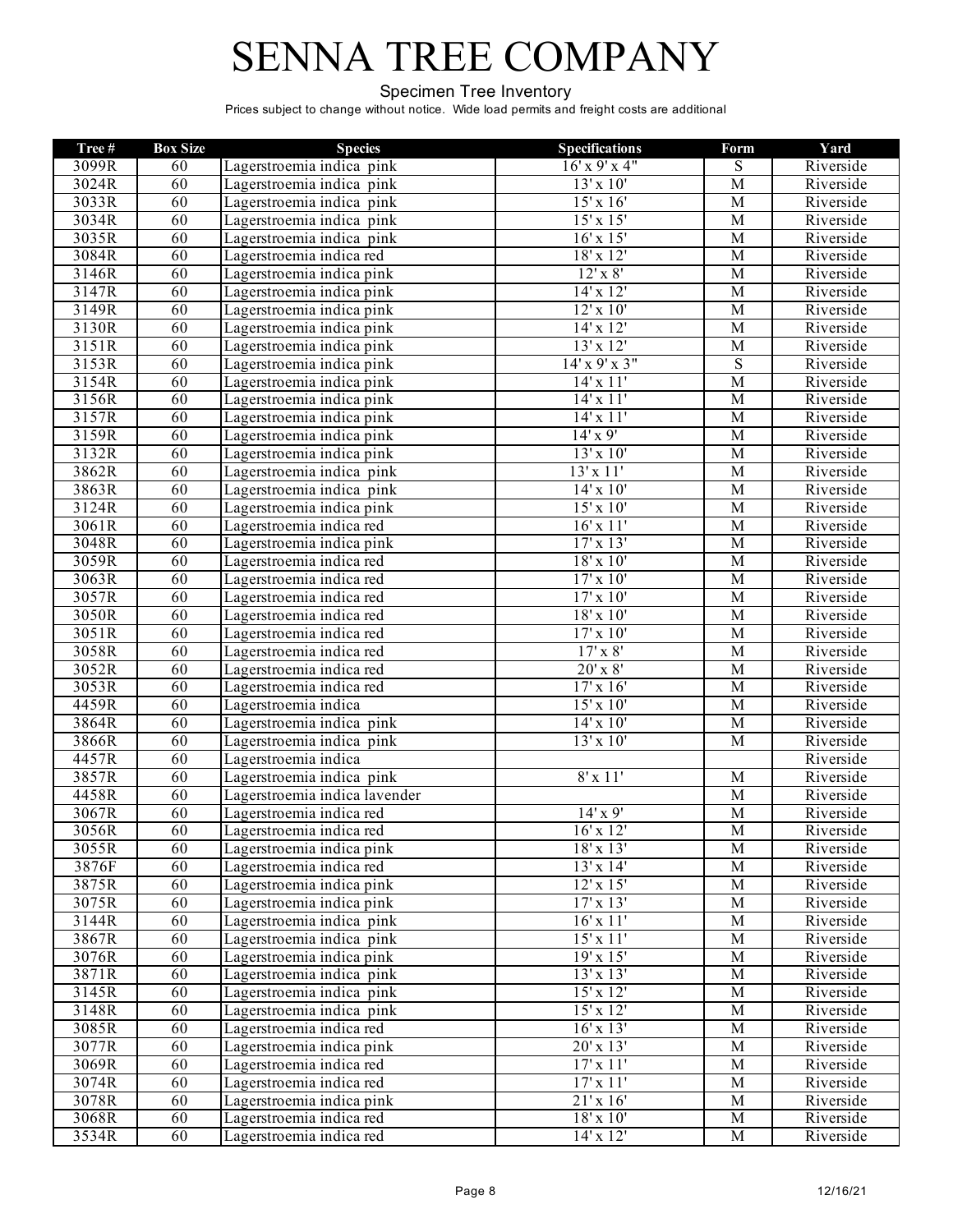# SENNA TREE COMPANY

Specimen Tree Inventory

Prices subject to change without notice. Wide load permits and freight costs are additional

| Tree # | Box Size | Species | Specifications | Form | Yard |
|---|---|---|---|---|---|
| 3099R | 60 | Lagerstroemia indica pink | 16' x 9' x 4" | S | Riverside |
| 3024R | 60 | Lagerstroemia indica pink | 13' x 10' | M | Riverside |
| 3033R | 60 | Lagerstroemia indica pink | 15' x 16' | M | Riverside |
| 3034R | 60 | Lagerstroemia indica pink | 15' x 15' | M | Riverside |
| 3035R | 60 | Lagerstroemia indica pink | 16' x 15' | M | Riverside |
| 3084R | 60 | Lagerstroemia indica red | 18' x 12' | M | Riverside |
| 3146R | 60 | Lagerstroemia indica pink | 12' x 8' | M | Riverside |
| 3147R | 60 | Lagerstroemia indica pink | 14' x 12' | M | Riverside |
| 3149R | 60 | Lagerstroemia indica pink | 12' x 10' | M | Riverside |
| 3130R | 60 | Lagerstroemia indica pink | 14' x 12' | M | Riverside |
| 3151R | 60 | Lagerstroemia indica pink | 13' x 12' | M | Riverside |
| 3153R | 60 | Lagerstroemia indica pink | 14' x 9' x 3" | S | Riverside |
| 3154R | 60 | Lagerstroemia indica pink | 14' x 11' | M | Riverside |
| 3156R | 60 | Lagerstroemia indica pink | 14' x 11' | M | Riverside |
| 3157R | 60 | Lagerstroemia indica pink | 14' x 11' | M | Riverside |
| 3159R | 60 | Lagerstroemia indica pink | 14' x 9' | M | Riverside |
| 3132R | 60 | Lagerstroemia indica pink | 13' x 10' | M | Riverside |
| 3862R | 60 | Lagerstroemia indica pink | 13' x 11' | M | Riverside |
| 3863R | 60 | Lagerstroemia indica pink | 14' x 10' | M | Riverside |
| 3124R | 60 | Lagerstroemia indica pink | 15' x 10' | M | Riverside |
| 3061R | 60 | Lagerstroemia indica red | 16' x 11' | M | Riverside |
| 3048R | 60 | Lagerstroemia indica pink | 17' x 13' | M | Riverside |
| 3059R | 60 | Lagerstroemia indica red | 18' x 10' | M | Riverside |
| 3063R | 60 | Lagerstroemia indica red | 17' x 10' | M | Riverside |
| 3057R | 60 | Lagerstroemia indica red | 17' x 10' | M | Riverside |
| 3050R | 60 | Lagerstroemia indica red | 18' x 10' | M | Riverside |
| 3051R | 60 | Lagerstroemia indica red | 17' x 10' | M | Riverside |
| 3058R | 60 | Lagerstroemia indica red | 17' x 8' | M | Riverside |
| 3052R | 60 | Lagerstroemia indica red | 20' x 8' | M | Riverside |
| 3053R | 60 | Lagerstroemia indica red | 17' x 16' | M | Riverside |
| 4459R | 60 | Lagerstroemia indica | 15' x 10' | M | Riverside |
| 3864R | 60 | Lagerstroemia indica pink | 14' x 10' | M | Riverside |
| 3866R | 60 | Lagerstroemia indica pink | 13' x 10' | M | Riverside |
| 4457R | 60 | Lagerstroemia indica | | | Riverside |
| 3857R | 60 | Lagerstroemia indica pink | 8' x 11' | M | Riverside |
| 4458R | 60 | Lagerstroemia indica lavender | | M | Riverside |
| 3067R | 60 | Lagerstroemia indica red | 14' x 9' | M | Riverside |
| 3056R | 60 | Lagerstroemia indica red | 16' x 12' | M | Riverside |
| 3055R | 60 | Lagerstroemia indica pink | 18' x 13' | M | Riverside |
| 3876F | 60 | Lagerstroemia indica red | 13' x 14' | M | Riverside |
| 3875R | 60 | Lagerstroemia indica pink | 12' x 15' | M | Riverside |
| 3075R | 60 | Lagerstroemia indica pink | 17' x 13' | M | Riverside |
| 3144R | 60 | Lagerstroemia indica pink | 16' x 11' | M | Riverside |
| 3867R | 60 | Lagerstroemia indica pink | 15' x 11' | M | Riverside |
| 3076R | 60 | Lagerstroemia indica pink | 19' x 15' | M | Riverside |
| 3871R | 60 | Lagerstroemia indica pink | 13' x 13' | M | Riverside |
| 3145R | 60 | Lagerstroemia indica pink | 15' x 12' | M | Riverside |
| 3148R | 60 | Lagerstroemia indica pink | 15' x 12' | M | Riverside |
| 3085R | 60 | Lagerstroemia indica red | 16' x 13' | M | Riverside |
| 3077R | 60 | Lagerstroemia indica pink | 20' x 13' | M | Riverside |
| 3069R | 60 | Lagerstroemia indica red | 17' x 11' | M | Riverside |
| 3074R | 60 | Lagerstroemia indica red | 17' x 11' | M | Riverside |
| 3078R | 60 | Lagerstroemia indica pink | 21' x 16' | M | Riverside |
| 3068R | 60 | Lagerstroemia indica red | 18' x 10' | M | Riverside |
| 3534R | 60 | Lagerstroemia indica red | 14' x 12' | M | Riverside |

12/16/21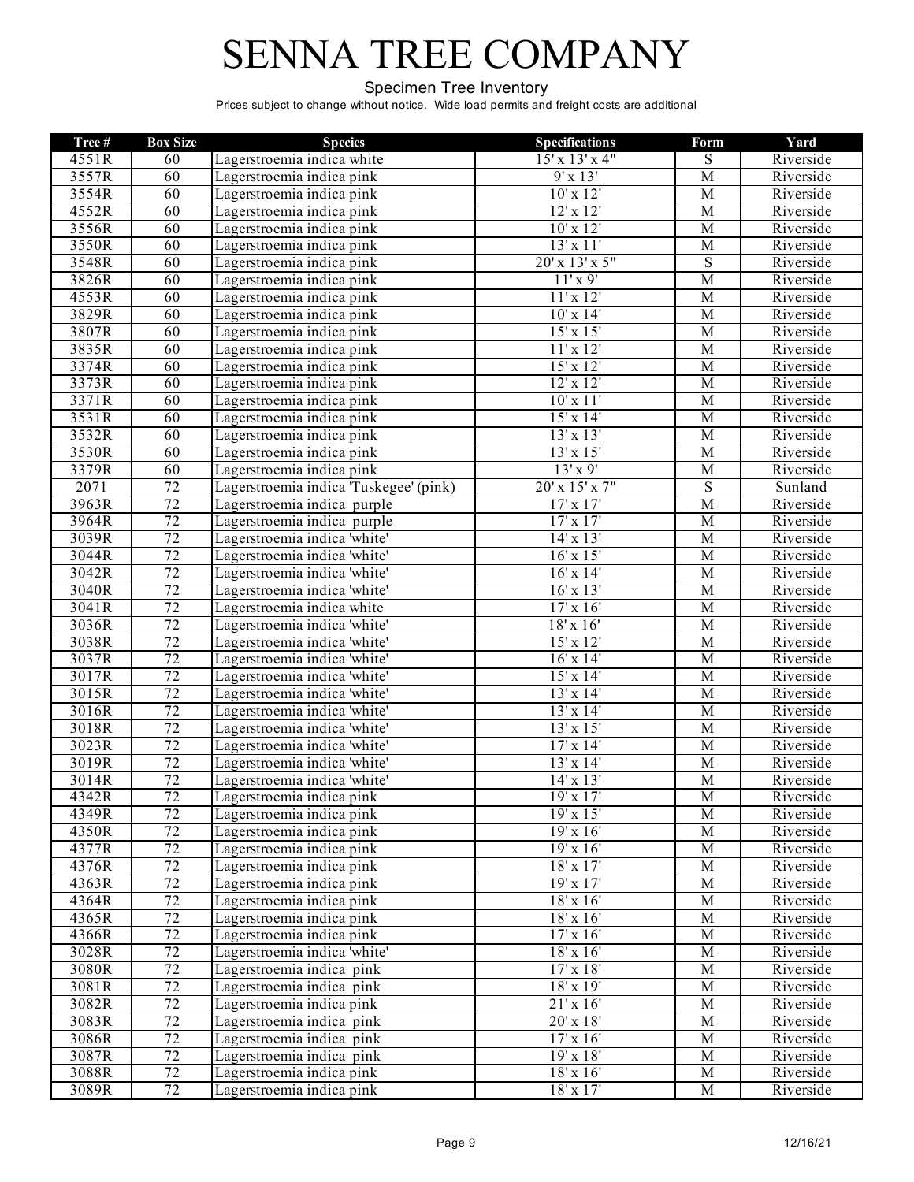# SENNA TREE COMPANY

Specimen Tree Inventory

Prices subject to change without notice. Wide load permits and freight costs are additional

| Tree # | Box Size | Species | Specifications | Form | Yard |
|---|---|---|---|---|---|
| 4551R | 60 | Lagerstroemia indica white | 15' x 13' x 4" | S | Riverside |
| 3557R | 60 | Lagerstroemia indica pink | 9' x 13' | M | Riverside |
| 3554R | 60 | Lagerstroemia indica pink | 10' x 12' | M | Riverside |
| 4552R | 60 | Lagerstroemia indica pink | 12' x 12' | M | Riverside |
| 3556R | 60 | Lagerstroemia indica pink | 10' x 12' | M | Riverside |
| 3550R | 60 | Lagerstroemia indica pink | 13' x 11' | M | Riverside |
| 3548R | 60 | Lagerstroemia indica pink | 20' x 13' x 5" | S | Riverside |
| 3826R | 60 | Lagerstroemia indica pink | 11' x 9' | M | Riverside |
| 4553R | 60 | Lagerstroemia indica pink | 11' x 12' | M | Riverside |
| 3829R | 60 | Lagerstroemia indica pink | 10' x 14' | M | Riverside |
| 3807R | 60 | Lagerstroemia indica pink | 15' x 15' | M | Riverside |
| 3835R | 60 | Lagerstroemia indica pink | 11' x 12' | M | Riverside |
| 3374R | 60 | Lagerstroemia indica pink | 15' x 12' | M | Riverside |
| 3373R | 60 | Lagerstroemia indica pink | 12' x 12' | M | Riverside |
| 3371R | 60 | Lagerstroemia indica pink | 10' x 11' | M | Riverside |
| 3531R | 60 | Lagerstroemia indica pink | 15' x 14' | M | Riverside |
| 3532R | 60 | Lagerstroemia indica pink | 13' x 13' | M | Riverside |
| 3530R | 60 | Lagerstroemia indica pink | 13' x 15' | M | Riverside |
| 3379R | 60 | Lagerstroemia indica pink | 13' x 9' | M | Riverside |
| 2071 | 72 | Lagerstroemia indica 'Tuskegee' (pink) | 20' x 15' x 7" | S | Sunland |
| 3963R | 72 | Lagerstroemia indica purple | 17' x 17' | M | Riverside |
| 3964R | 72 | Lagerstroemia indica purple | 17' x 17' | M | Riverside |
| 3039R | 72 | Lagerstroemia indica 'white' | 14' x 13' | M | Riverside |
| 3044R | 72 | Lagerstroemia indica 'white' | 16' x 15' | M | Riverside |
| 3042R | 72 | Lagerstroemia indica 'white' | 16' x 14' | M | Riverside |
| 3040R | 72 | Lagerstroemia indica 'white' | 16' x 13' | M | Riverside |
| 3041R | 72 | Lagerstroemia indica white | 17' x 16' | M | Riverside |
| 3036R | 72 | Lagerstroemia indica 'white' | 18' x 16' | M | Riverside |
| 3038R | 72 | Lagerstroemia indica 'white' | 15' x 12' | M | Riverside |
| 3037R | 72 | Lagerstroemia indica 'white' | 16' x 14' | M | Riverside |
| 3017R | 72 | Lagerstroemia indica 'white' | 15' x 14' | M | Riverside |
| 3015R | 72 | Lagerstroemia indica 'white' | 13' x 14' | M | Riverside |
| 3016R | 72 | Lagerstroemia indica 'white' | 13' x 14' | M | Riverside |
| 3018R | 72 | Lagerstroemia indica 'white' | 13' x 15' | M | Riverside |
| 3023R | 72 | Lagerstroemia indica 'white' | 17' x 14' | M | Riverside |
| 3019R | 72 | Lagerstroemia indica 'white' | 13' x 14' | M | Riverside |
| 3014R | 72 | Lagerstroemia indica 'white' | 14' x 13' | M | Riverside |
| 4342R | 72 | Lagerstroemia indica pink | 19' x 17' | M | Riverside |
| 4349R | 72 | Lagerstroemia indica pink | 19' x 15' | M | Riverside |
| 4350R | 72 | Lagerstroemia indica pink | 19' x 16' | M | Riverside |
| 4377R | 72 | Lagerstroemia indica pink | 19' x 16' | M | Riverside |
| 4376R | 72 | Lagerstroemia indica pink | 18' x 17' | M | Riverside |
| 4363R | 72 | Lagerstroemia indica pink | 19' x 17' | M | Riverside |
| 4364R | 72 | Lagerstroemia indica pink | 18' x 16' | M | Riverside |
| 4365R | 72 | Lagerstroemia indica pink | 18' x 16' | M | Riverside |
| 4366R | 72 | Lagerstroemia indica pink | 17' x 16' | M | Riverside |
| 3028R | 72 | Lagerstroemia indica 'white' | 18' x 16' | M | Riverside |
| 3080R | 72 | Lagerstroemia indica pink | 17' x 18' | M | Riverside |
| 3081R | 72 | Lagerstroemia indica pink | 18' x 19' | M | Riverside |
| 3082R | 72 | Lagerstroemia indica pink | 21' x 16' | M | Riverside |
| 3083R | 72 | Lagerstroemia indica pink | 20' x 18' | M | Riverside |
| 3086R | 72 | Lagerstroemia indica pink | 17' x 16' | M | Riverside |
| 3087R | 72 | Lagerstroemia indica pink | 19' x 18' | M | Riverside |
| 3088R | 72 | Lagerstroemia indica pink | 18' x 16' | M | Riverside |
| 3089R | 72 | Lagerstroemia indica pink | 18' x 17' | M | Riverside |

12/16/21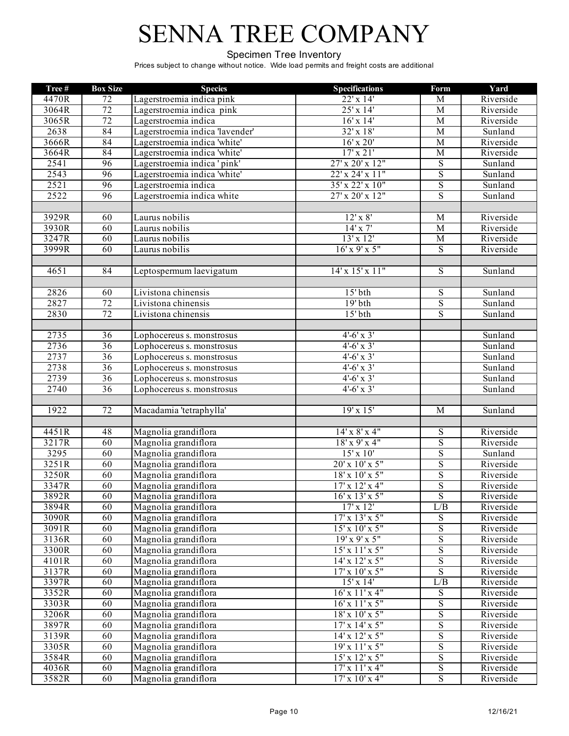# SENNA TREE COMPANY

Specimen Tree Inventory

Prices subject to change without notice. Wide load permits and freight costs are additional

| Tree # | Box Size | Species | Specifications | Form | Yard |
|---|---|---|---|---|---|
| 4470R | 72 | Lagerstroemia indica pink | 22' x 14' | M | Riverside |
| 3064R | 72 | Lagerstroemia indica pink | 25' x 14' | M | Riverside |
| 3065R | 72 | Lagerstroemia indica | 16' x 14' | M | Riverside |
| 2638 | 84 | Lagerstroemia indica 'lavender' | 32' x 18' | M | Sunland |
| 3666R | 84 | Lagerstroemia indica 'white' | 16' x 20' | M | Riverside |
| 3664R | 84 | Lagerstroemia indica 'white' | 17' x 21' | M | Riverside |
| 2541 | 96 | Lagerstroemia indica ' pink' | 27' x 20' x 12" | S | Sunland |
| 2543 | 96 | Lagerstroemia indica 'white' | 22' x 24' x 11" | S | Sunland |
| 2521 | 96 | Lagerstroemia indica | 35' x 22' x 10" | S | Sunland |
| 2522 | 96 | Lagerstroemia indica white | 27' x 20' x 12" | S | Sunland |
| | | | | | |
| 3929R | 60 | Laurus nobilis | 12' x 8' | M | Riverside |
| 3930R | 60 | Laurus nobilis | 14' x 7' | M | Riverside |
| 3247R | 60 | Laurus nobilis | 13' x 12' | M | Riverside |
| 3999R | 60 | Laurus nobilis | 16' x 9' x 5" | S | Riverside |
| | | | | | |
| 4651 | 84 | Leptospermum laevigatum | 14' x 15' x 11" | S | Sunland |
| | | | | | |
| 2826 | 60 | Livistona chinensis | 15' bth | S | Sunland |
| 2827 | 72 | Livistona chinensis | 19' bth | S | Sunland |
| 2830 | 72 | Livistona chinensis | 15' bth | S | Sunland |
| | | | | | |
| 2735 | 36 | Lophocereus s. monstrosus | 4'-6' x 3' | | Sunland |
| 2736 | 36 | Lophocereus s. monstrosus | 4'-6' x 3' | | Sunland |
| 2737 | 36 | Lophocereus s. monstrosus | 4'-6' x 3' | | Sunland |
| 2738 | 36 | Lophocereus s. monstrosus | 4'-6' x 3' | | Sunland |
| 2739 | 36 | Lophocereus s. monstrosus | 4'-6' x 3' | | Sunland |
| 2740 | 36 | Lophocereus s. monstrosus | 4'-6' x 3' | | Sunland |
| | | | | | |
| 1922 | 72 | Macadamia 'tetraphylla' | 19' x 15' | M | Sunland |
| | | | | | |
| 4451R | 48 | Magnolia grandiflora | 14' x 8' x 4" | S | Riverside |
| 3217R | 60 | Magnolia grandiflora | 18' x 9' x 4" | S | Riverside |
| 3295 | 60 | Magnolia grandiflora | 15' x 10' | S | Sunland |
| 3251R | 60 | Magnolia grandiflora | 20' x 10' x 5" | S | Riverside |
| 3250R | 60 | Magnolia grandiflora | 18' x 10' x 5" | S | Riverside |
| 3347R | 60 | Magnolia grandiflora | 17' x 12' x 4" | S | Riverside |
| 3892R | 60 | Magnolia grandiflora | 16' x 13' x 5" | S | Riverside |
| 3894R | 60 | Magnolia grandiflora | 17' x 12' | L/B | Riverside |
| 3090R | 60 | Magnolia grandiflora | 17' x 13' x 5" | S | Riverside |
| 3091R | 60 | Magnolia grandiflora | 15' x 10' x 5" | S | Riverside |
| 3136R | 60 | Magnolia grandiflora | 19' x 9' x 5" | S | Riverside |
| 3300R | 60 | Magnolia grandiflora | 15' x 11' x 5" | S | Riverside |
| 4101R | 60 | Magnolia grandiflora | 14' x 12' x 5" | S | Riverside |
| 3137R | 60 | Magnolia grandiflora | 17' x 10' x 5" | S | Riverside |
| 3397R | 60 | Magnolia grandiflora | 15' x 14' | L/B | Riverside |
| 3352R | 60 | Magnolia grandiflora | 16' x 11' x 4" | S | Riverside |
| 3303R | 60 | Magnolia grandiflora | 16' x 11' x 5" | S | Riverside |
| 3206R | 60 | Magnolia grandiflora | 18' x 10' x 5" | S | Riverside |
| 3897R | 60 | Magnolia grandiflora | 17' x 14' x 5" | S | Riverside |
| 3139R | 60 | Magnolia grandiflora | 14' x 12' x 5" | S | Riverside |
| 3305R | 60 | Magnolia grandiflora | 19' x 11' x 5" | S | Riverside |
| 3584R | 60 | Magnolia grandiflora | 15' x 12' x 5" | S | Riverside |
| 4036R | 60 | Magnolia grandiflora | 17' x 11' x 4" | S | Riverside |
| 3582R | 60 | Magnolia grandiflora | 17' x 10' x 4" | S | Riverside |

12/16/21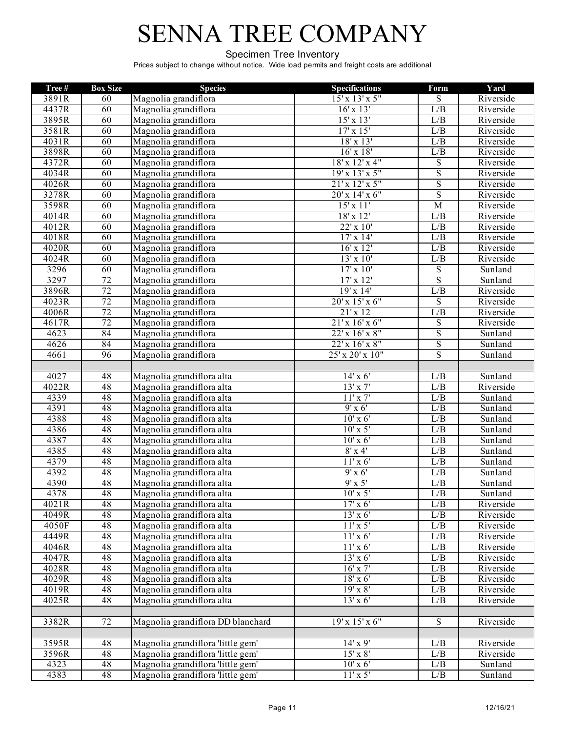# SENNA TREE COMPANY

Specimen Tree Inventory

Prices subject to change without notice. Wide load permits and freight costs are additional

| Tree # | Box Size | Species | Specifications | Form | Yard |
|---|---|---|---|---|---|
| 3891R | 60 | Magnolia grandiflora | 15' x 13' x 5" | S | Riverside |
| 4437R | 60 | Magnolia grandiflora | 16' x 13' | L/B | Riverside |
| 3895R | 60 | Magnolia grandiflora | 15' x 13' | L/B | Riverside |
| 3581R | 60 | Magnolia grandiflora | 17' x 15' | L/B | Riverside |
| 4031R | 60 | Magnolia grandiflora | 18' x 13' | L/B | Riverside |
| 3898R | 60 | Magnolia grandiflora | 16' x 18' | L/B | Riverside |
| 4372R | 60 | Magnolia grandiflora | 18' x 12' x 4" | S | Riverside |
| 4034R | 60 | Magnolia grandiflora | 19' x 13' x 5" | S | Riverside |
| 4026R | 60 | Magnolia grandiflora | 21' x 12' x 5" | S | Riverside |
| 3278R | 60 | Magnolia grandiflora | 20' x 14' x 6" | S | Riverside |
| 3598R | 60 | Magnolia grandiflora | 15' x 11' | M | Riverside |
| 4014R | 60 | Magnolia grandiflora | 18' x 12' | L/B | Riverside |
| 4012R | 60 | Magnolia grandiflora | 22' x 10' | L/B | Riverside |
| 4018R | 60 | Magnolia grandiflora | 17' x 14' | L/B | Riverside |
| 4020R | 60 | Magnolia grandiflora | 16' x 12' | L/B | Riverside |
| 4024R | 60 | Magnolia grandiflora | 13' x 10' | L/B | Riverside |
| 3296 | 60 | Magnolia grandiflora | 17' x 10' | S | Sunland |
| 3297 | 72 | Magnolia grandiflora | 17' x 12' | S | Sunland |
| 3896R | 72 | Magnolia grandiflora | 19' x 14' | L/B | Riverside |
| 4023R | 72 | Magnolia grandiflora | 20' x 15' x 6" | S | Riverside |
| 4006R | 72 | Magnolia grandiflora | 21' x 12 | L/B | Riverside |
| 4617R | 72 | Magnolia grandiflora | 21' x 16' x 6" | S | Riverside |
| 4623 | 84 | Magnolia grandiflora | 22' x 16' x 8" | S | Sunland |
| 4626 | 84 | Magnolia grandiflora | 22' x 16' x 8" | S | Sunland |
| 4661 | 96 | Magnolia grandiflora | 25' x 20' x 10" | S | Sunland |
| | | | | | |
| 4027 | 48 | Magnolia grandiflora alta | 14' x 6' | L/B | Sunland |
| 4022R | 48 | Magnolia grandiflora alta | 13' x 7' | L/B | Riverside |
| 4339 | 48 | Magnolia grandiflora alta | 11' x 7' | L/B | Sunland |
| 4391 | 48 | Magnolia grandiflora alta | 9' x 6' | L/B | Sunland |
| 4388 | 48 | Magnolia grandiflora alta | 10' x 6' | L/B | Sunland |
| 4386 | 48 | Magnolia grandiflora alta | 10' x 5' | L/B | Sunland |
| 4387 | 48 | Magnolia grandiflora alta | 10' x 6' | L/B | Sunland |
| 4385 | 48 | Magnolia grandiflora alta | 8' x 4' | L/B | Sunland |
| 4379 | 48 | Magnolia grandiflora alta | 11' x 6' | L/B | Sunland |
| 4392 | 48 | Magnolia grandiflora alta | 9' x 6' | L/B | Sunland |
| 4390 | 48 | Magnolia grandiflora alta | 9' x 5' | L/B | Sunland |
| 4378 | 48 | Magnolia grandiflora alta | 10' x 5' | L/B | Sunland |
| 4021R | 48 | Magnolia grandiflora alta | 17' x 6' | L/B | Riverside |
| 4049R | 48 | Magnolia grandiflora alta | 13' x 6' | L/B | Riverside |
| 4050F | 48 | Magnolia grandiflora alta | 11' x 5' | L/B | Riverside |
| 4449R | 48 | Magnolia grandiflora alta | 11' x 6' | L/B | Riverside |
| 4046R | 48 | Magnolia grandiflora alta | 11' x 6' | L/B | Riverside |
| 4047R | 48 | Magnolia grandiflora alta | 13' x 6' | L/B | Riverside |
| 4028R | 48 | Magnolia grandiflora alta | 16' x 7' | L/B | Riverside |
| 4029R | 48 | Magnolia grandiflora alta | 18' x 6' | L/B | Riverside |
| 4019R | 48 | Magnolia grandiflora alta | 19' x 8' | L/B | Riverside |
| 4025R | 48 | Magnolia grandiflora alta | 13' x 6' | L/B | Riverside |
| | | | | | |
| 3382R | 72 | Magnolia grandiflora DD blanchard | 19' x 15' x 6" | S | Riverside |
| | | | | | |
| 3595R | 48 | Magnolia grandiflora 'little gem' | 14' x 9' | L/B | Riverside |
| 3596R | 48 | Magnolia grandiflora 'little gem' | 15' x 8' | L/B | Riverside |
| 4323 | 48 | Magnolia grandiflora 'little gem' | 10' x 6' | L/B | Sunland |
| 4383 | 48 | Magnolia grandiflora 'little gem' | 11' x 5' | L/B | Sunland |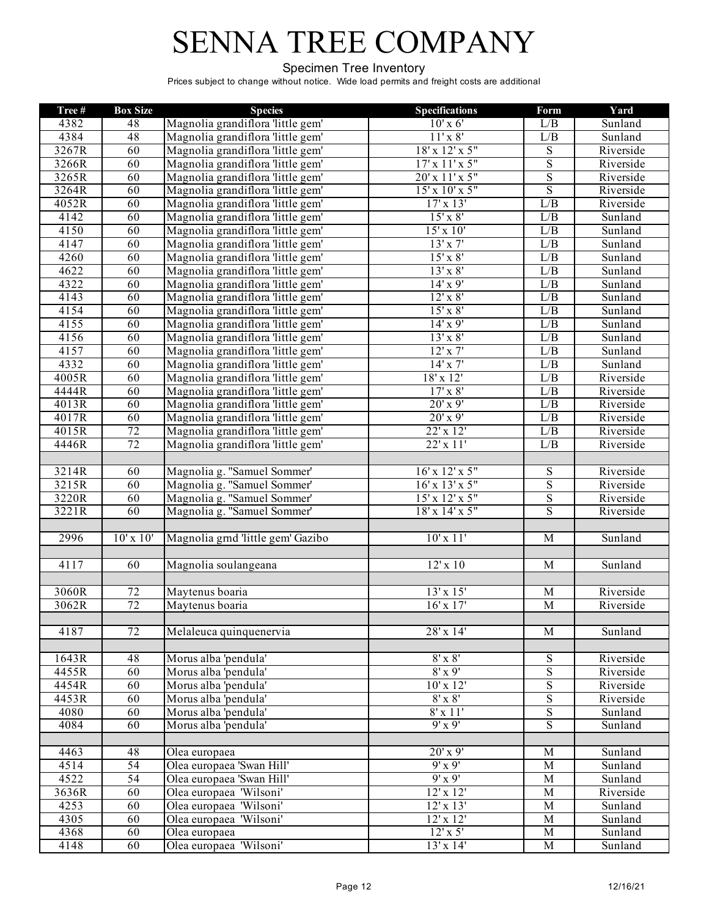# SENNA TREE COMPANY

Specimen Tree Inventory

Prices subject to change without notice. Wide load permits and freight costs are additional

| Tree # | Box Size | Species | Specifications | Form | Yard |
|---|---|---|---|---|---|
| 4382 | 48 | Magnolia grandiflora 'little gem' | 10' x 6' | L/B | Sunland |
| 4384 | 48 | Magnolia grandiflora 'little gem' | 11' x 8' | L/B | Sunland |
| 3267R | 60 | Magnolia grandiflora 'little gem' | 18' x 12' x 5" | S | Riverside |
| 3266R | 60 | Magnolia grandiflora 'little gem' | 17' x 11' x 5" | S | Riverside |
| 3265R | 60 | Magnolia grandiflora 'little gem' | 20' x 11' x 5" | S | Riverside |
| 3264R | 60 | Magnolia grandiflora 'little gem' | 15' x 10' x 5" | S | Riverside |
| 4052R | 60 | Magnolia grandiflora 'little gem' | 17' x 13' | L/B | Riverside |
| 4142 | 60 | Magnolia grandiflora 'little gem' | 15' x 8' | L/B | Sunland |
| 4150 | 60 | Magnolia grandiflora 'little gem' | 15' x 10' | L/B | Sunland |
| 4147 | 60 | Magnolia grandiflora 'little gem' | 13' x 7' | L/B | Sunland |
| 4260 | 60 | Magnolia grandiflora 'little gem' | 15' x 8' | L/B | Sunland |
| 4622 | 60 | Magnolia grandiflora 'little gem' | 13' x 8' | L/B | Sunland |
| 4322 | 60 | Magnolia grandiflora 'little gem' | 14' x 9' | L/B | Sunland |
| 4143 | 60 | Magnolia grandiflora 'little gem' | 12' x 8' | L/B | Sunland |
| 4154 | 60 | Magnolia grandiflora 'little gem' | 15' x 8' | L/B | Sunland |
| 4155 | 60 | Magnolia grandiflora 'little gem' | 14' x 9' | L/B | Sunland |
| 4156 | 60 | Magnolia grandiflora 'little gem' | 13' x 8' | L/B | Sunland |
| 4157 | 60 | Magnolia grandiflora 'little gem' | 12' x 7' | L/B | Sunland |
| 4332 | 60 | Magnolia grandiflora 'little gem' | 14' x 7' | L/B | Sunland |
| 4005R | 60 | Magnolia grandiflora 'little gem' | 18' x 12' | L/B | Riverside |
| 4444R | 60 | Magnolia grandiflora 'little gem' | 17' x 8' | L/B | Riverside |
| 4013R | 60 | Magnolia grandiflora 'little gem' | 20' x 9' | L/B | Riverside |
| 4017R | 60 | Magnolia grandiflora 'little gem' | 20' x 9' | L/B | Riverside |
| 4015R | 72 | Magnolia grandiflora 'little gem' | 22' x 12' | L/B | Riverside |
| 4446R | 72 | Magnolia grandiflora 'little gem' | 22' x 11' | L/B | Riverside |
| | | | | | |
| 3214R | 60 | Magnolia g. "Samuel Sommer' | 16' x 12' x 5" | S | Riverside |
| 3215R | 60 | Magnolia g. "Samuel Sommer' | 16' x 13' x 5" | S | Riverside |
| 3220R | 60 | Magnolia g. "Samuel Sommer' | 15' x 12' x 5" | S | Riverside |
| 3221R | 60 | Magnolia g. "Samuel Sommer' | 18' x 14' x 5" | S | Riverside |
| | | | | | |
| 2996 | 10' x 10' | Magnolia grnd 'little gem' Gazibo | 10' x 11' | M | Sunland |
| | | | | | |
| 4117 | 60 | Magnolia soulangeana | 12' x 10 | M | Sunland |
| | | | | | |
| 3060R | 72 | Maytenus boaria | 13' x 15' | M | Riverside |
| 3062R | 72 | Maytenus boaria | 16' x 17' | M | Riverside |
| | | | | | |
| 4187 | 72 | Melaleuca quinquenervia | 28' x 14' | M | Sunland |
| | | | | | |
| 1643R | 48 | Morus alba 'pendula' | 8' x 8' | S | Riverside |
| 4455R | 60 | Morus alba 'pendula' | 8' x 9' | S | Riverside |
| 4454R | 60 | Morus alba 'pendula' | 10' x 12' | S | Riverside |
| 4453R | 60 | Morus alba 'pendula' | 8' x 8' | S | Riverside |
| 4080 | 60 | Morus alba 'pendula' | 8' x 11' | S | Sunland |
| 4084 | 60 | Morus alba 'pendula' | 9' x 9' | S | Sunland |
| | | | | | |
| 4463 | 48 | Olea europaea | 20' x 9' | M | Sunland |
| 4514 | 54 | Olea europaea 'Swan Hill' | 9' x 9' | M | Sunland |
| 4522 | 54 | Olea europaea 'Swan Hill' | 9' x 9' | M | Sunland |
| 3636R | 60 | Olea europaea 'Wilsoni' | 12' x 12' | M | Riverside |
| 4253 | 60 | Olea europaea 'Wilsoni' | 12' x 13' | M | Sunland |
| 4305 | 60 | Olea europaea 'Wilsoni' | 12' x 12' | M | Sunland |
| 4368 | 60 | Olea europaea | 12' x 5' | M | Sunland |
| 4148 | 60 | Olea europaea 'Wilsoni' | 13' x 14' | M | Sunland |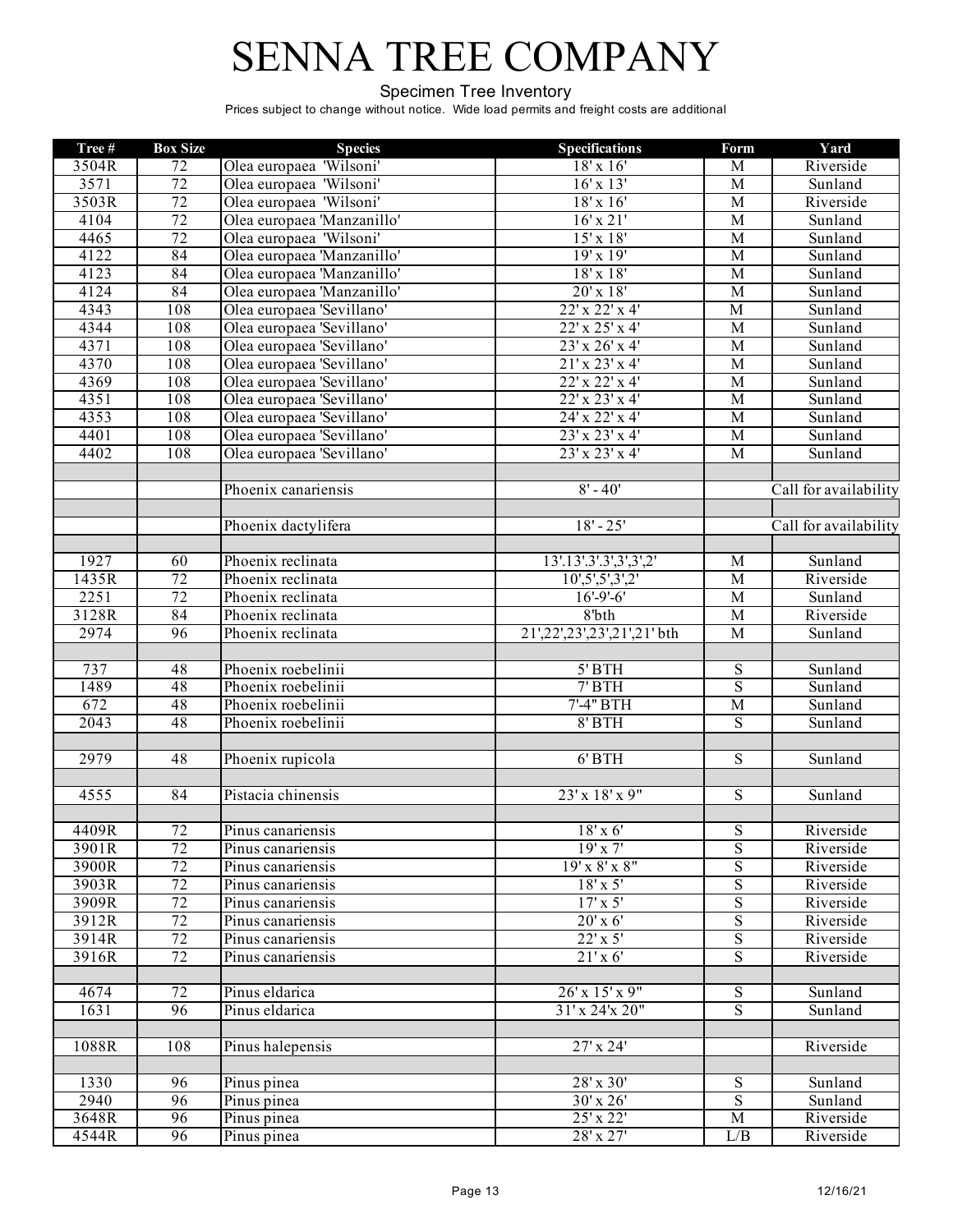# SENNA TREE COMPANY

Specimen Tree Inventory

Prices subject to change without notice. Wide load permits and freight costs are additional

| Tree # | Box Size | Species | Specifications | Form | Yard |
|---|---|---|---|---|---|
| 3504R | 72 | Olea europaea 'Wilsoni' | 18' x 16' | M | Riverside |
| 3571 | 72 | Olea europaea 'Wilsoni' | 16' x 13' | M | Sunland |
| 3503R | 72 | Olea europaea 'Wilsoni' | 18' x 16' | M | Riverside |
| 4104 | 72 | Olea europaea 'Manzanillo' | 16' x 21' | M | Sunland |
| 4465 | 72 | Olea europaea 'Wilsoni' | 15' x 18' | M | Sunland |
| 4122 | 84 | Olea europaea 'Manzanillo' | 19' x 19' | M | Sunland |
| 4123 | 84 | Olea europaea 'Manzanillo' | 18' x 18' | M | Sunland |
| 4124 | 84 | Olea europaea 'Manzanillo' | 20' x 18' | M | Sunland |
| 4343 | 108 | Olea europaea 'Sevillano' | 22' x 22' x 4' | M | Sunland |
| 4344 | 108 | Olea europaea 'Sevillano' | 22' x 25' x 4' | M | Sunland |
| 4371 | 108 | Olea europaea 'Sevillano' | 23' x 26' x 4' | M | Sunland |
| 4370 | 108 | Olea europaea 'Sevillano' | 21' x 23' x 4' | M | Sunland |
| 4369 | 108 | Olea europaea 'Sevillano' | 22' x 22' x 4' | M | Sunland |
| 4351 | 108 | Olea europaea 'Sevillano' | 22' x 23' x 4' | M | Sunland |
| 4353 | 108 | Olea europaea 'Sevillano' | 24' x 22' x 4' | M | Sunland |
| 4401 | 108 | Olea europaea 'Sevillano' | 23' x 23' x 4' | M | Sunland |
| 4402 | 108 | Olea europaea 'Sevillano' | 23' x 23' x 4' | M | Sunland |
| | | | | | |
| | | Phoenix canariensis | 8' - 40' | | Call for availability |
| | | | | | |
| | | Phoenix dactylifera | 18' - 25' | | Call for availability |
| | | | | | |
| 1927 | 60 | Phoenix reclinata | 13'.13'.3'.3',3',3',2' | M | Sunland |
| 1435R | 72 | Phoenix reclinata | 10',5',5',3',2' | M | Riverside |
| 2251 | 72 | Phoenix reclinata | 16'-9'-6' | M | Sunland |
| 3128R | 84 | Phoenix reclinata | 8'bth | M | Riverside |
| 2974 | 96 | Phoenix reclinata | 21',22',23',23',21',21' bth | M | Sunland |
| | | | | | |
| 737 | 48 | Phoenix roebelinii | 5' BTH | S | Sunland |
| 1489 | 48 | Phoenix roebelinii | 7' BTH | S | Sunland |
| 672 | 48 | Phoenix roebelinii | 7'-4" BTH | M | Sunland |
| 2043 | 48 | Phoenix roebelinii | 8' BTH | S | Sunland |
| | | | | | |
| 2979 | 48 | Phoenix rupicola | 6' BTH | S | Sunland |
| | | | | | |
| 4555 | 84 | Pistacia chinensis | 23' x 18' x 9" | S | Sunland |
| | | | | | |
| 4409R | 72 | Pinus canariensis | 18' x 6' | S | Riverside |
| 3901R | 72 | Pinus canariensis | 19' x 7' | S | Riverside |
| 3900R | 72 | Pinus canariensis | 19' x 8' x 8" | S | Riverside |
| 3903R | 72 | Pinus canariensis | 18' x 5' | S | Riverside |
| 3909R | 72 | Pinus canariensis | 17' x 5' | S | Riverside |
| 3912R | 72 | Pinus canariensis | 20' x 6' | S | Riverside |
| 3914R | 72 | Pinus canariensis | 22' x 5' | S | Riverside |
| 3916R | 72 | Pinus canariensis | 21' x 6' | S | Riverside |
| | | | | | |
| 4674 | 72 | Pinus eldarica | 26' x 15' x 9" | S | Sunland |
| 1631 | 96 | Pinus eldarica | 31' x 24'x 20" | S | Sunland |
| | | | | | |
| 1088R | 108 | Pinus halepensis | 27' x 24' | | Riverside |
| | | | | | |
| 1330 | 96 | Pinus pinea | 28' x 30' | S | Sunland |
| 2940 | 96 | Pinus pinea | 30' x 26' | S | Sunland |
| 3648R | 96 | Pinus pinea | 25' x 22' | M | Riverside |
| 4544R | 96 | Pinus pinea | 28' x 27' | L/B | Riverside |

12/16/21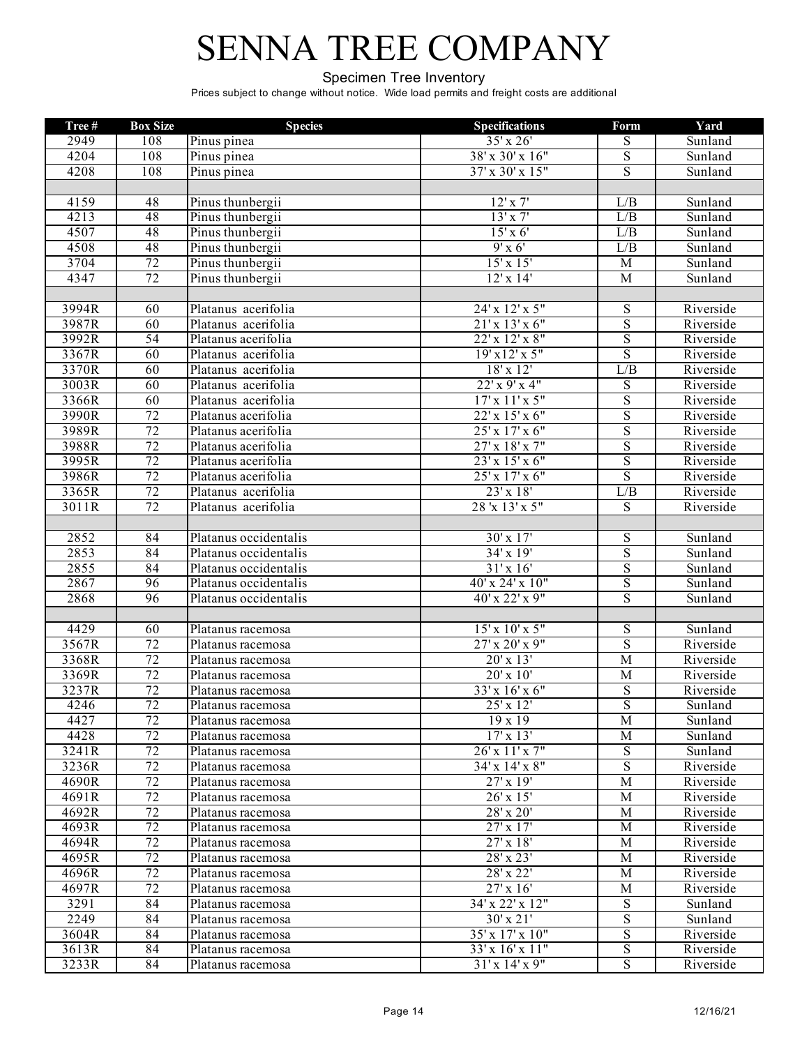# SENNA TREE COMPANY

Specimen Tree Inventory

Prices subject to change without notice. Wide load permits and freight costs are additional

| Tree # | Box Size | Species | Specifications | Form | Yard |
|---|---|---|---|---|---|
| 2949 | 108 | Pinus pinea | 35' x 26' | S | Sunland |
| 4204 | 108 | Pinus pinea | 38' x 30' x 16" | S | Sunland |
| 4208 | 108 | Pinus pinea | 37' x 30' x 15" | S | Sunland |
| | | | | | |
| 4159 | 48 | Pinus thunbergii | 12' x 7' | L/B | Sunland |
| 4213 | 48 | Pinus thunbergii | 13' x 7' | L/B | Sunland |
| 4507 | 48 | Pinus thunbergii | 15' x 6' | L/B | Sunland |
| 4508 | 48 | Pinus thunbergii | 9' x 6' | L/B | Sunland |
| 3704 | 72 | Pinus thunbergii | 15' x 15' | M | Sunland |
| 4347 | 72 | Pinus thunbergii | 12' x 14' | M | Sunland |
| | | | | | |
| 3994R | 60 | Platanus acerifolia | 24' x 12' x 5" | S | Riverside |
| 3987R | 60 | Platanus acerifolia | 21' x 13' x 6" | S | Riverside |
| 3992R | 54 | Platanus acerifolia | 22' x 12' x 8" | S | Riverside |
| 3367R | 60 | Platanus acerifolia | 19' x12' x 5" | S | Riverside |
| 3370R | 60 | Platanus acerifolia | 18' x 12' | L/B | Riverside |
| 3003R | 60 | Platanus acerifolia | 22' x 9' x 4" | S | Riverside |
| 3366R | 60 | Platanus acerifolia | 17' x 11' x 5" | S | Riverside |
| 3990R | 72 | Platanus acerifolia | 22' x 15' x 6" | S | Riverside |
| 3989R | 72 | Platanus acerifolia | 25' x 17' x 6" | S | Riverside |
| 3988R | 72 | Platanus acerifolia | 27' x 18' x 7" | S | Riverside |
| 3995R | 72 | Platanus acerifolia | 23' x 15' x 6" | S | Riverside |
| 3986R | 72 | Platanus acerifolia | 25' x 17' x 6" | S | Riverside |
| 3365R | 72 | Platanus acerifolia | 23' x 18' | L/B | Riverside |
| 3011R | 72 | Platanus acerifolia | 28 'x 13' x 5" | S | Riverside |
| | | | | | |
| 2852 | 84 | Platanus occidentalis | 30' x 17' | S | Sunland |
| 2853 | 84 | Platanus occidentalis | 34' x 19' | S | Sunland |
| 2855 | 84 | Platanus occidentalis | 31' x 16' | S | Sunland |
| 2867 | 96 | Platanus occidentalis | 40' x 24' x 10" | S | Sunland |
| 2868 | 96 | Platanus occidentalis | 40' x 22' x 9" | S | Sunland |
| | | | | | |
| 4429 | 60 | Platanus racemosa | 15' x 10' x 5" | S | Sunland |
| 3567R | 72 | Platanus racemosa | 27' x 20' x 9" | S | Riverside |
| 3368R | 72 | Platanus racemosa | 20' x 13' | M | Riverside |
| 3369R | 72 | Platanus racemosa | 20' x 10' | M | Riverside |
| 3237R | 72 | Platanus racemosa | 33' x 16' x 6" | S | Riverside |
| 4246 | 72 | Platanus racemosa | 25' x 12' | S | Sunland |
| 4427 | 72 | Platanus racemosa | 19 x 19 | M | Sunland |
| 4428 | 72 | Platanus racemosa | 17' x 13' | M | Sunland |
| 3241R | 72 | Platanus racemosa | 26' x 11' x 7" | S | Sunland |
| 3236R | 72 | Platanus racemosa | 34' x 14' x 8" | S | Riverside |
| 4690R | 72 | Platanus racemosa | 27' x 19' | M | Riverside |
| 4691R | 72 | Platanus racemosa | 26' x 15' | M | Riverside |
| 4692R | 72 | Platanus racemosa | 28' x 20' | M | Riverside |
| 4693R | 72 | Platanus racemosa | 27' x 17' | M | Riverside |
| 4694R | 72 | Platanus racemosa | 27' x 18' | M | Riverside |
| 4695R | 72 | Platanus racemosa | 28' x 23' | M | Riverside |
| 4696R | 72 | Platanus racemosa | 28' x 22' | M | Riverside |
| 4697R | 72 | Platanus racemosa | 27' x 16' | M | Riverside |
| 3291 | 84 | Platanus racemosa | 34' x 22' x 12" | S | Sunland |
| 2249 | 84 | Platanus racemosa | 30' x 21' | S | Sunland |
| 3604R | 84 | Platanus racemosa | 35' x 17' x 10" | S | Riverside |
| 3613R | 84 | Platanus racemosa | 33' x 16' x 11" | S | Riverside |
| 3233R | 84 | Platanus racemosa | 31' x 14' x 9" | S | Riverside |

12/16/21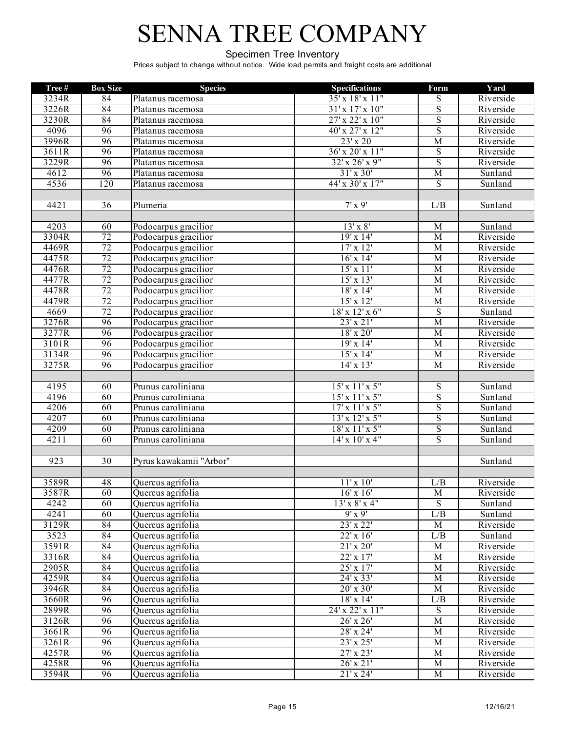# SENNA TREE COMPANY

Specimen Tree Inventory

Prices subject to change without notice. Wide load permits and freight costs are additional

| Tree # | Box Size | Species | Specifications | Form | Yard |
|---|---|---|---|---|---|
| 3234R | 84 | Platanus racemosa | 35' x 18' x 11" | S | Riverside |
| 3226R | 84 | Platanus racemosa | 31' x 17' x 10" | S | Riverside |
| 3230R | 84 | Platanus racemosa | 27' x 22' x 10" | S | Riverside |
| 4096 | 96 | Platanus racemosa | 40' x 27' x 12" | S | Riverside |
| 3996R | 96 | Platanus racemosa | 23' x 20 | M | Riverside |
| 3611R | 96 | Platanus racemosa | 36' x 20' x 11" | S | Riverside |
| 3229R | 96 | Platanus racemosa | 32' x 26' x 9" | S | Riverside |
| 4612 | 96 | Platanus racemosa | 31' x 30' | M | Sunland |
| 4536 | 120 | Platanus racemosa | 44' x 30' x 17" | S | Sunland |
| | | | | | |
| 4421 | 36 | Plumeria | 7' x 9' | L/B | Sunland |
| | | | | | |
| 4203 | 60 | Podocarpus gracilior | 13' x 8' | M | Sunland |
| 3304R | 72 | Podocarpus gracilior | 19' x 14' | M | Riverside |
| 4469R | 72 | Podocarpus gracilior | 17' x 12' | M | Riverside |
| 4475R | 72 | Podocarpus gracilior | 16' x 14' | M | Riverside |
| 4476R | 72 | Podocarpus gracilior | 15' x 11' | M | Riverside |
| 4477R | 72 | Podocarpus gracilior | 15' x 13' | M | Riverside |
| 4478R | 72 | Podocarpus gracilior | 18' x 14' | M | Riverside |
| 4479R | 72 | Podocarpus gracilior | 15' x 12' | M | Riverside |
| 4669 | 72 | Podocarpus gracilior | 18' x 12' x 6" | S | Sunland |
| 3276R | 96 | Podocarpus gracilior | 23' x 21' | M | Riverside |
| 3277R | 96 | Podocarpus gracilior | 18' x 20' | M | Riverside |
| 3101R | 96 | Podocarpus gracilior | 19' x 14' | M | Riverside |
| 3134R | 96 | Podocarpus gracilior | 15' x 14' | M | Riverside |
| 3275R | 96 | Podocarpus gracilior | 14' x 13' | M | Riverside |
| | | | | | |
| 4195 | 60 | Prunus caroliniana | 15' x 11' x 5" | S | Sunland |
| 4196 | 60 | Prunus caroliniana | 15' x 11' x 5" | S | Sunland |
| 4206 | 60 | Prunus caroliniana | 17' x 11' x 5" | S | Sunland |
| 4207 | 60 | Prunus caroliniana | 13' x 12' x 5" | S | Sunland |
| 4209 | 60 | Prunus caroliniana | 18' x 11' x 5" | S | Sunland |
| 4211 | 60 | Prunus caroliniana | 14' x 10' x 4" | S | Sunland |
| | | | | | |
| 923 | 30 | Pyrus kawakamii "Arbor" | | | Sunland |
| | | | | | |
| 3589R | 48 | Quercus agrifolia | 11' x 10' | L/B | Riverside |
| 3587R | 60 | Quercus agrifolia | 16' x 16' | M | Riverside |
| 4242 | 60 | Quercus agrifolia | 13' x 8' x 4" | S | Sunland |
| 4241 | 60 | Quercus agrifolia | 9' x 9' | L/B | Sunland |
| 3129R | 84 | Quercus agrifolia | 23' x 22' | M | Riverside |
| 3523 | 84 | Quercus agrifolia | 22' x 16' | L/B | Sunland |
| 3591R | 84 | Quercus agrifolia | 21' x 20' | M | Riverside |
| 3316R | 84 | Quercus agrifolia | 22' x 17' | M | Riverside |
| 2905R | 84 | Quercus agrifolia | 25' x 17' | M | Riverside |
| 4259R | 84 | Quercus agrifolia | 24' x 33' | M | Riverside |
| 3946R | 84 | Quercus agrifolia | 20' x 30' | M | Riverside |
| 3660R | 96 | Quercus agrifolia | 18' x 14' | L/B | Riverside |
| 2899R | 96 | Quercus agrifolia | 24' x 22' x 11" | S | Riverside |
| 3126R | 96 | Quercus agrifolia | 26' x 26' | M | Riverside |
| 3661R | 96 | Quercus agrifolia | 28' x 24' | M | Riverside |
| 3261R | 96 | Quercus agrifolia | 23' x 25' | M | Riverside |
| 4257R | 96 | Quercus agrifolia | 27' x 23' | M | Riverside |
| 4258R | 96 | Quercus agrifolia | 26' x 21' | M | Riverside |
| 3594R | 96 | Quercus agrifolia | 21' x 24' | M | Riverside |

12/16/21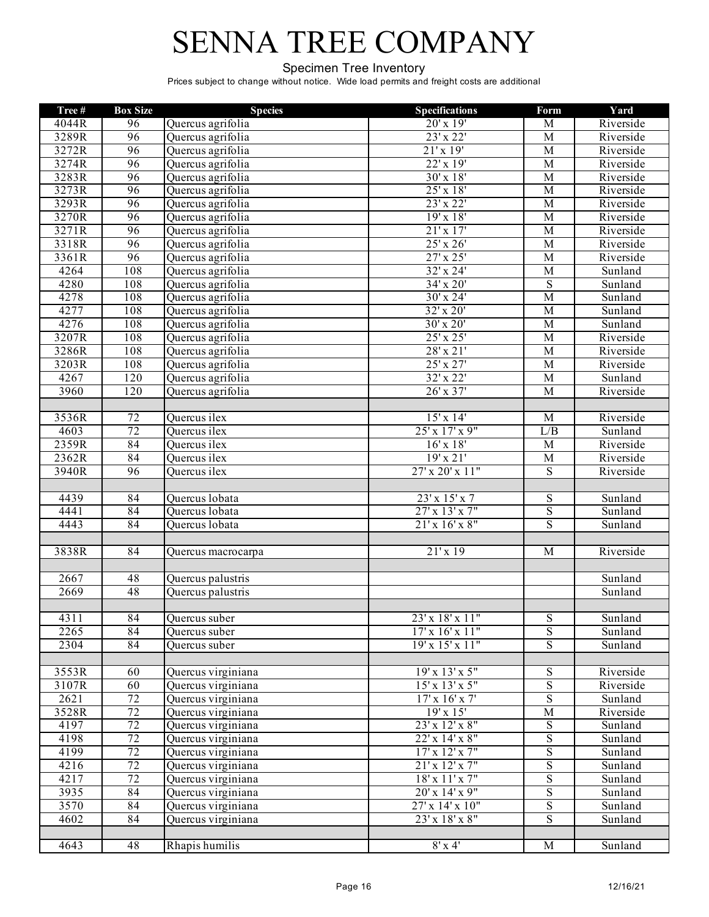# SENNA TREE COMPANY

Specimen Tree Inventory

Prices subject to change without notice. Wide load permits and freight costs are additional

| Tree # | Box Size | Species | Specifications | Form | Yard |
|---|---|---|---|---|---|
| 4044R | 96 | Quercus agrifolia | 20' x 19' | M | Riverside |
| 3289R | 96 | Quercus agrifolia | 23' x 22' | M | Riverside |
| 3272R | 96 | Quercus agrifolia | 21' x 19' | M | Riverside |
| 3274R | 96 | Quercus agrifolia | 22' x 19' | M | Riverside |
| 3283R | 96 | Quercus agrifolia | 30' x 18' | M | Riverside |
| 3273R | 96 | Quercus agrifolia | 25' x 18' | M | Riverside |
| 3293R | 96 | Quercus agrifolia | 23' x 22' | M | Riverside |
| 3270R | 96 | Quercus agrifolia | 19' x 18' | M | Riverside |
| 3271R | 96 | Quercus agrifolia | 21' x 17' | M | Riverside |
| 3318R | 96 | Quercus agrifolia | 25' x 26' | M | Riverside |
| 3361R | 96 | Quercus agrifolia | 27' x 25' | M | Riverside |
| 4264 | 108 | Quercus agrifolia | 32' x 24' | M | Sunland |
| 4280 | 108 | Quercus agrifolia | 34' x 20' | S | Sunland |
| 4278 | 108 | Quercus agrifolia | 30' x 24' | M | Sunland |
| 4277 | 108 | Quercus agrifolia | 32' x 20' | M | Sunland |
| 4276 | 108 | Quercus agrifolia | 30' x 20' | M | Sunland |
| 3207R | 108 | Quercus agrifolia | 25' x 25' | M | Riverside |
| 3286R | 108 | Quercus agrifolia | 28' x 21' | M | Riverside |
| 3203R | 108 | Quercus agrifolia | 25' x 27' | M | Riverside |
| 4267 | 120 | Quercus agrifolia | 32' x 22' | M | Sunland |
| 3960 | 120 | Quercus agrifolia | 26' x 37' | M | Riverside |
| | | | | | |
| 3536R | 72 | Quercus ilex | 15' x 14' | M | Riverside |
| 4603 | 72 | Quercus ilex | 25' x 17' x 9" | L/B | Sunland |
| 2359R | 84 | Quercus ilex | 16' x 18' | M | Riverside |
| 2362R | 84 | Quercus ilex | 19' x 21' | M | Riverside |
| 3940R | 96 | Quercus ilex | 27' x 20' x 11" | S | Riverside |
| | | | | | |
| 4439 | 84 | Quercus lobata | 23' x 15' x 7 | S | Sunland |
| 4441 | 84 | Quercus lobata | 27' x 13' x 7" | S | Sunland |
| 4443 | 84 | Quercus lobata | 21' x 16' x 8" | S | Sunland |
| | | | | | |
| 3838R | 84 | Quercus macrocarpa | 21' x 19 | M | Riverside |
| | | | | | |
| 2667 | 48 | Quercus palustris | | | Sunland |
| 2669 | 48 | Quercus palustris | | | Sunland |
| | | | | | |
| 4311 | 84 | Quercus suber | 23' x 18' x 11" | S | Sunland |
| 2265 | 84 | Quercus suber | 17' x 16' x 11" | S | Sunland |
| 2304 | 84 | Quercus suber | 19' x 15' x 11" | S | Sunland |
| | | | | | |
| 3553R | 60 | Quercus virginiana | 19' x 13' x 5" | S | Riverside |
| 3107R | 60 | Quercus virginiana | 15' x 13' x 5" | S | Riverside |
| 2621 | 72 | Quercus virginiana | 17' x 16' x 7' | S | Sunland |
| 3528R | 72 | Quercus virginiana | 19' x 15' | M | Riverside |
| 4197 | 72 | Quercus virginiana | 23' x 12' x 8" | S | Sunland |
| 4198 | 72 | Quercus virginiana | 22' x 14' x 8" | S | Sunland |
| 4199 | 72 | Quercus virginiana | 17' x 12' x 7" | S | Sunland |
| 4216 | 72 | Quercus virginiana | 21' x 12' x 7" | S | Sunland |
| 4217 | 72 | Quercus virginiana | 18' x 11' x 7" | S | Sunland |
| 3935 | 84 | Quercus virginiana | 20' x 14' x 9" | S | Sunland |
| 3570 | 84 | Quercus virginiana | 27' x 14' x 10" | S | Sunland |
| 4602 | 84 | Quercus virginiana | 23' x 18' x 8" | S | Sunland |
| | | | | | |
| 4643 | 48 | Rhapis humilis | 8' x 4' | M | Sunland |

12/16/21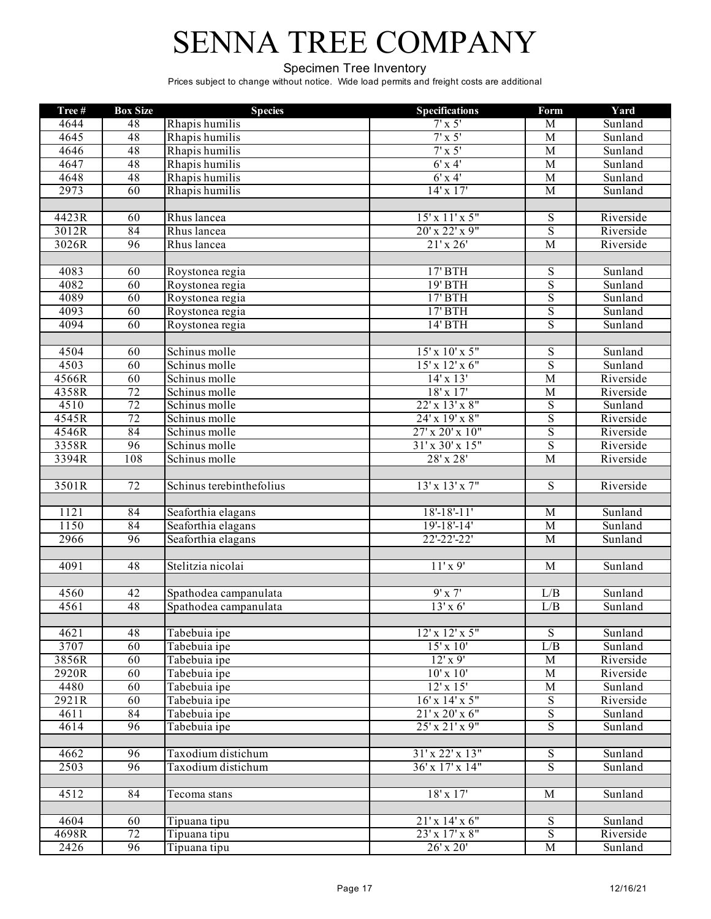# SENNA TREE COMPANY

Specimen Tree Inventory

Prices subject to change without notice. Wide load permits and freight costs are additional

| Tree # | Box Size | Species | Specifications | Form | Yard |
|---|---|---|---|---|---|
| 4644 | 48 | Rhapis humilis | 7' x 5' | M | Sunland |
| 4645 | 48 | Rhapis humilis | 7' x 5' | M | Sunland |
| 4646 | 48 | Rhapis humilis | 7' x 5' | M | Sunland |
| 4647 | 48 | Rhapis humilis | 6' x 4' | M | Sunland |
| 4648 | 48 | Rhapis humilis | 6' x 4' | M | Sunland |
| 2973 | 60 | Rhapis humilis | 14' x 17' | M | Sunland |
| | | | | | |
| 4423R | 60 | Rhus lancea | 15' x 11' x 5" | S | Riverside |
| 3012R | 84 | Rhus lancea | 20' x 22' x 9" | S | Riverside |
| 3026R | 96 | Rhus lancea | 21' x 26' | M | Riverside |
| | | | | | |
| 4083 | 60 | Roystonea regia | 17' BTH | S | Sunland |
| 4082 | 60 | Roystonea regia | 19' BTH | S | Sunland |
| 4089 | 60 | Roystonea regia | 17' BTH | S | Sunland |
| 4093 | 60 | Roystonea regia | 17' BTH | S | Sunland |
| 4094 | 60 | Roystonea regia | 14' BTH | S | Sunland |
| | | | | | |
| 4504 | 60 | Schinus molle | 15' x 10' x 5" | S | Sunland |
| 4503 | 60 | Schinus molle | 15' x 12' x 6" | S | Sunland |
| 4566R | 60 | Schinus molle | 14' x 13' | M | Riverside |
| 4358R | 72 | Schinus molle | 18' x 17' | M | Riverside |
| 4510 | 72 | Schinus molle | 22' x 13' x 8" | S | Sunland |
| 4545R | 72 | Schinus molle | 24' x 19' x 8" | S | Riverside |
| 4546R | 84 | Schinus molle | 27' x 20' x 10" | S | Riverside |
| 3358R | 96 | Schinus molle | 31' x 30' x 15" | S | Riverside |
| 3394R | 108 | Schinus molle | 28' x 28' | M | Riverside |
| | | | | | |
| 3501R | 72 | Schinus terebinthefolius | 13' x 13' x 7" | S | Riverside |
| | | | | | |
| 1121 | 84 | Seaforthia elagans | 18'-18'-11' | M | Sunland |
| 1150 | 84 | Seaforthia elagans | 19'-18'-14' | M | Sunland |
| 2966 | 96 | Seaforthia elagans | 22'-22'-22' | M | Sunland |
| | | | | | |
| 4091 | 48 | Stelitzia nicolai | 11' x 9' | M | Sunland |
| | | | | | |
| 4560 | 42 | Spathodea campanulata | 9' x 7' | L/B | Sunland |
| 4561 | 48 | Spathodea campanulata | 13' x 6' | L/B | Sunland |
| | | | | | |
| 4621 | 48 | Tabebuia ipe | 12' x 12' x 5" | S | Sunland |
| 3707 | 60 | Tabebuia ipe | 15' x 10' | L/B | Sunland |
| 3856R | 60 | Tabebuia ipe | 12' x 9' | M | Riverside |
| 2920R | 60 | Tabebuia ipe | 10' x 10' | M | Riverside |
| 4480 | 60 | Tabebuia ipe | 12' x 15' | M | Sunland |
| 2921R | 60 | Tabebuia ipe | 16' x 14' x 5" | S | Riverside |
| 4611 | 84 | Tabebuia ipe | 21' x 20' x 6" | S | Sunland |
| 4614 | 96 | Tabebuia ipe | 25' x 21' x 9" | S | Sunland |
| | | | | | |
| 4662 | 96 | Taxodium distichum | 31' x 22' x 13" | S | Sunland |
| 2503 | 96 | Taxodium distichum | 36' x 17' x 14" | S | Sunland |
| | | | | | |
| 4512 | 84 | Tecoma stans | 18' x 17' | M | Sunland |
| | | | | | |
| 4604 | 60 | Tipuana tipu | 21' x 14' x 6" | S | Sunland |
| 4698R | 72 | Tipuana tipu | 23' x 17' x 8" | S | Riverside |
| 2426 | 96 | Tipuana tipu | 26' x 20' | M | Sunland |

12/16/21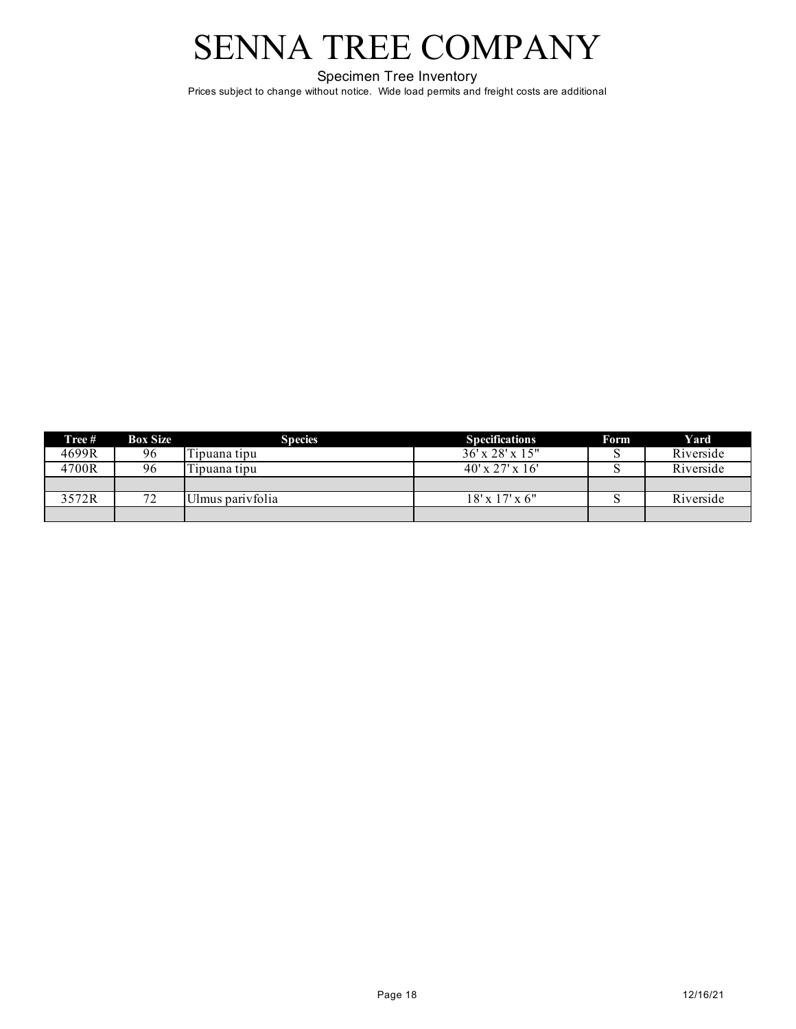# SENNA TREE COMPANY

Specimen Tree Inventory

Prices subject to change without notice. Wide load permits and freight costs are additional

| Tree # | Box Size | Species | Specifications | Form | Yard |
|---|---|---|---|---|---|
| 4699R | 96 | Tipuana tipu | 36' x 28' x 15" | S | Riverside |
| 4700R | 96 | Tipuana tipu | 40' x 27' x 16' | S | Riverside |
| | | | | | |
| 3572R | 72 | Ulmus parivfolia | 18' x 17' x 6" | S | Riverside |
| | | | | | |

12/16/21